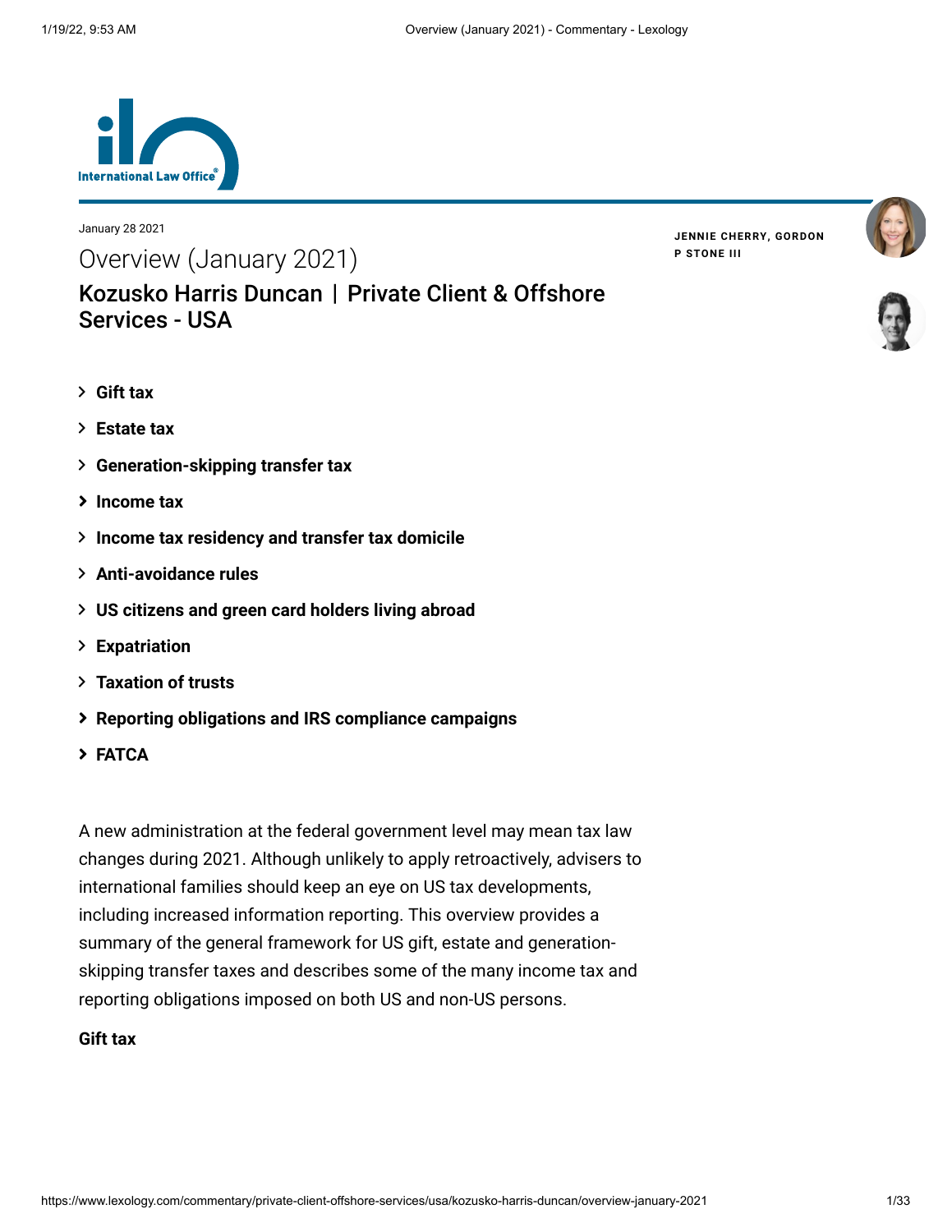January 28 2021

# Overview (January 2021)

## Kozusko Harris Duncan | Private Client & Offshore Services - USA

**JENNIE CHERRY, GORDON P STONE III**

- **Gift tax**
- **Estate tax**
- **Generation-skipping transfer tax**
- **Income tax**
- **Income tax residency and transfer tax domicile**
- **Anti-avoidance rules**
- **US citizens and green card holders living abroad**
- **Expatriation**
- **Taxation of trusts**
- **Reporting obligations and IRS compliance campaigns**
- **FATCA**

A new administration at the federal government level may mean tax law changes during 2021. Although unlikely to apply retroactively, advisers to international families should keep an eye on US tax developments, including increased information reporting. This overview provides a summary of the general framework for US gift, estate and generation-skipping transfer taxes and describes some of the many income tax and reporting obligations imposed on both US and non-US persons.

**Gift tax**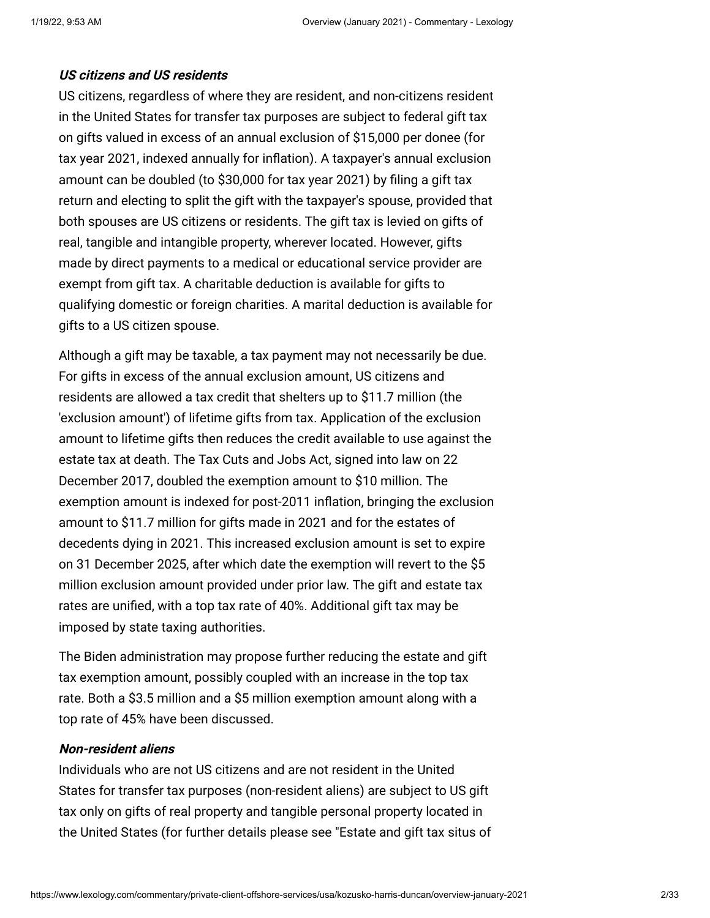***US citizens and US residents***

US citizens, regardless of where they are resident, and non-citizens resident in the United States for transfer tax purposes are subject to federal gift tax on gifts valued in excess of an annual exclusion of $15,000 per donee (for tax year 2021, indexed annually for inflation). A taxpayer's annual exclusion amount can be doubled (to $30,000 for tax year 2021) by filing a gift tax return and electing to split the gift with the taxpayer's spouse, provided that both spouses are US citizens or residents. The gift tax is levied on gifts of real, tangible and intangible property, wherever located. However, gifts made by direct payments to a medical or educational service provider are exempt from gift tax. A charitable deduction is available for gifts to qualifying domestic or foreign charities. A marital deduction is available for gifts to a US citizen spouse.

Although a gift may be taxable, a tax payment may not necessarily be due. For gifts in excess of the annual exclusion amount, US citizens and residents are allowed a tax credit that shelters up to $11.7 million (the 'exclusion amount') of lifetime gifts from tax. Application of the exclusion amount to lifetime gifts then reduces the credit available to use against the estate tax at death. The Tax Cuts and Jobs Act, signed into law on 22 December 2017, doubled the exemption amount to $10 million. The exemption amount is indexed for post-2011 inflation, bringing the exclusion amount to $11.7 million for gifts made in 2021 and for the estates of decedents dying in 2021. This increased exclusion amount is set to expire on 31 December 2025, after which date the exemption will revert to the $5 million exclusion amount provided under prior law. The gift and estate tax rates are unified, with a top tax rate of 40%. Additional gift tax may be imposed by state taxing authorities.

The Biden administration may propose further reducing the estate and gift tax exemption amount, possibly coupled with an increase in the top tax rate. Both a $3.5 million and a $5 million exemption amount along with a top rate of 45% have been discussed.

***Non-resident aliens***

Individuals who are not US citizens and are not resident in the United States for transfer tax purposes (non-resident aliens) are subject to US gift tax only on gifts of real property and tangible personal property located in the United States (for further details please see "Estate and gift tax situs of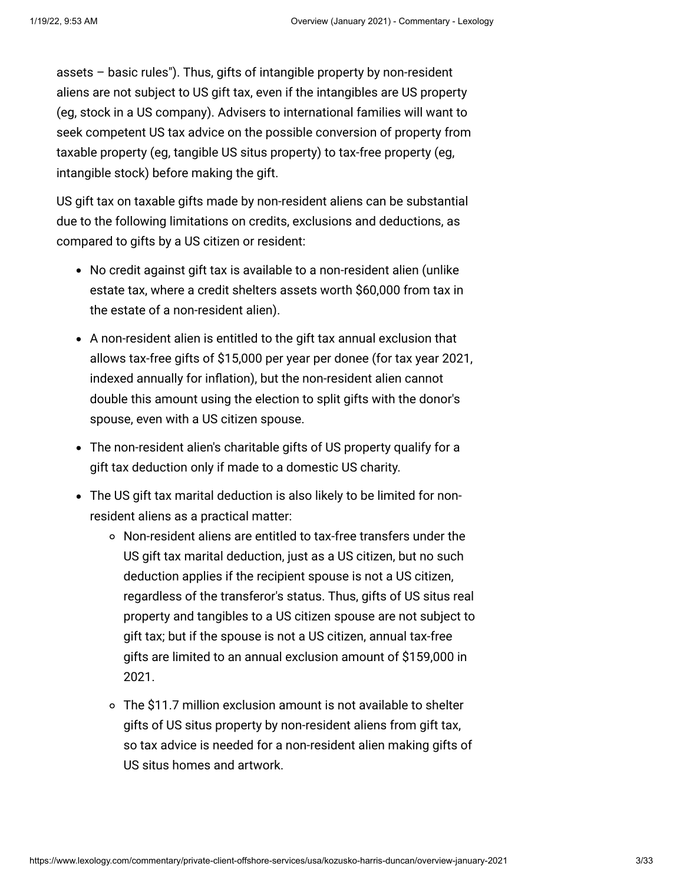assets – basic rules"). Thus, gifts of intangible property by non-resident aliens are not subject to US gift tax, even if the intangibles are US property (eg, stock in a US company). Advisers to international families will want to seek competent US tax advice on the possible conversion of property from taxable property (eg, tangible US situs property) to tax-free property (eg, intangible stock) before making the gift.

US gift tax on taxable gifts made by non-resident aliens can be substantial due to the following limitations on credits, exclusions and deductions, as compared to gifts by a US citizen or resident:

- No credit against gift tax is available to a non-resident alien (unlike estate tax, where a credit shelters assets worth $60,000 from tax in the estate of a non-resident alien).
- A non-resident alien is entitled to the gift tax annual exclusion that allows tax-free gifts of $15,000 per year per donee (for tax year 2021, indexed annually for inflation), but the non-resident alien cannot double this amount using the election to split gifts with the donor's spouse, even with a US citizen spouse.
- The non-resident alien's charitable gifts of US property qualify for a gift tax deduction only if made to a domestic US charity.
- The US gift tax marital deduction is also likely to be limited for non-resident aliens as a practical matter:
  - Non-resident aliens are entitled to tax-free transfers under the US gift tax marital deduction, just as a US citizen, but no such deduction applies if the recipient spouse is not a US citizen, regardless of the transferor's status. Thus, gifts of US situs real property and tangibles to a US citizen spouse are not subject to gift tax; but if the spouse is not a US citizen, annual tax-free gifts are limited to an annual exclusion amount of $159,000 in 2021.
  - The $11.7 million exclusion amount is not available to shelter gifts of US situs property by non-resident aliens from gift tax, so tax advice is needed for a non-resident alien making gifts of US situs homes and artwork.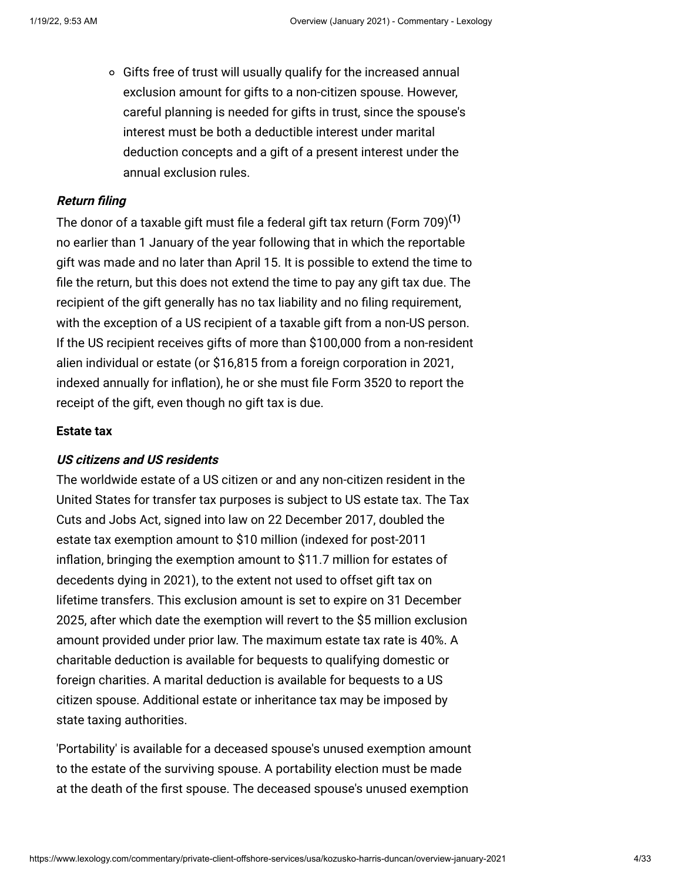- Gifts free of trust will usually qualify for the increased annual exclusion amount for gifts to a non-citizen spouse. However, careful planning is needed for gifts in trust, since the spouse's interest must be both a deductible interest under marital deduction concepts and a gift of a present interest under the annual exclusion rules.

***Return filing***

The donor of a taxable gift must file a federal gift tax return (Form 709)[(1)] no earlier than 1 January of the year following that in which the reportable gift was made and no later than April 15. It is possible to extend the time to file the return, but this does not extend the time to pay any gift tax due. The recipient of the gift generally has no tax liability and no filing requirement, with the exception of a US recipient of a taxable gift from a non-US person. If the US recipient receives gifts of more than $100,000 from a non-resident alien individual or estate (or $16,815 from a foreign corporation in 2021, indexed annually for inflation), he or she must file Form 3520 to report the receipt of the gift, even though no gift tax is due.

**Estate tax**

***US citizens and US residents***

The worldwide estate of a US citizen or and any non-citizen resident in the United States for transfer tax purposes is subject to US estate tax. The Tax Cuts and Jobs Act, signed into law on 22 December 2017, doubled the estate tax exemption amount to $10 million (indexed for post-2011 inflation, bringing the exemption amount to $11.7 million for estates of decedents dying in 2021), to the extent not used to offset gift tax on lifetime transfers. This exclusion amount is set to expire on 31 December 2025, after which date the exemption will revert to the $5 million exclusion amount provided under prior law. The maximum estate tax rate is 40%. A charitable deduction is available for bequests to qualifying domestic or foreign charities. A marital deduction is available for bequests to a US citizen spouse. Additional estate or inheritance tax may be imposed by state taxing authorities.

'Portability' is available for a deceased spouse's unused exemption amount to the estate of the surviving spouse. A portability election must be made at the death of the first spouse. The deceased spouse's unused exemption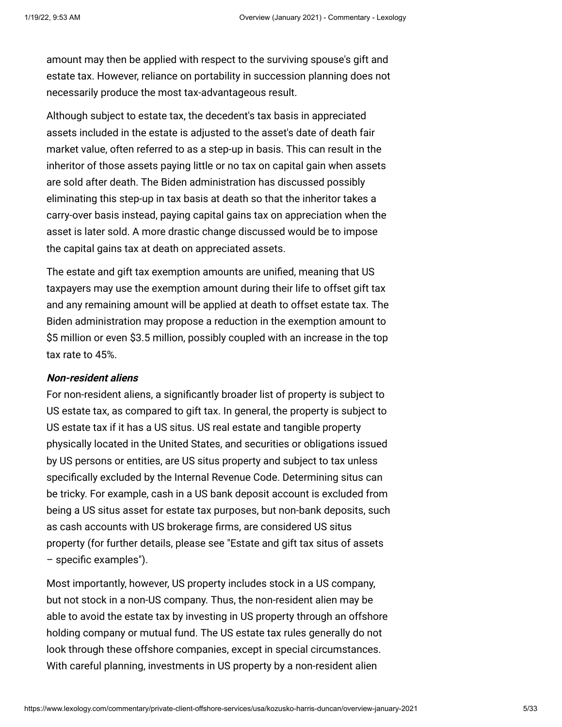amount may then be applied with respect to the surviving spouse's gift and estate tax. However, reliance on portability in succession planning does not necessarily produce the most tax-advantageous result.

Although subject to estate tax, the decedent's tax basis in appreciated assets included in the estate is adjusted to the asset's date of death fair market value, often referred to as a step-up in basis. This can result in the inheritor of those assets paying little or no tax on capital gain when assets are sold after death. The Biden administration has discussed possibly eliminating this step-up in tax basis at death so that the inheritor takes a carry-over basis instead, paying capital gains tax on appreciation when the asset is later sold. A more drastic change discussed would be to impose the capital gains tax at death on appreciated assets.

The estate and gift tax exemption amounts are unified, meaning that US taxpayers may use the exemption amount during their life to offset gift tax and any remaining amount will be applied at death to offset estate tax. The Biden administration may propose a reduction in the exemption amount to $5 million or even $3.5 million, possibly coupled with an increase in the top tax rate to 45%.

***Non-resident aliens***

For non-resident aliens, a significantly broader list of property is subject to US estate tax, as compared to gift tax. In general, the property is subject to US estate tax if it has a US situs. US real estate and tangible property physically located in the United States, and securities or obligations issued by US persons or entities, are US situs property and subject to tax unless specifically excluded by the Internal Revenue Code. Determining situs can be tricky. For example, cash in a US bank deposit account is excluded from being a US situs asset for estate tax purposes, but non-bank deposits, such as cash accounts with US brokerage firms, are considered US situs property (for further details, please see "Estate and gift tax situs of assets – specific examples").

Most importantly, however, US property includes stock in a US company, but not stock in a non-US company. Thus, the non-resident alien may be able to avoid the estate tax by investing in US property through an offshore holding company or mutual fund. The US estate tax rules generally do not look through these offshore companies, except in special circumstances. With careful planning, investments in US property by a non-resident alien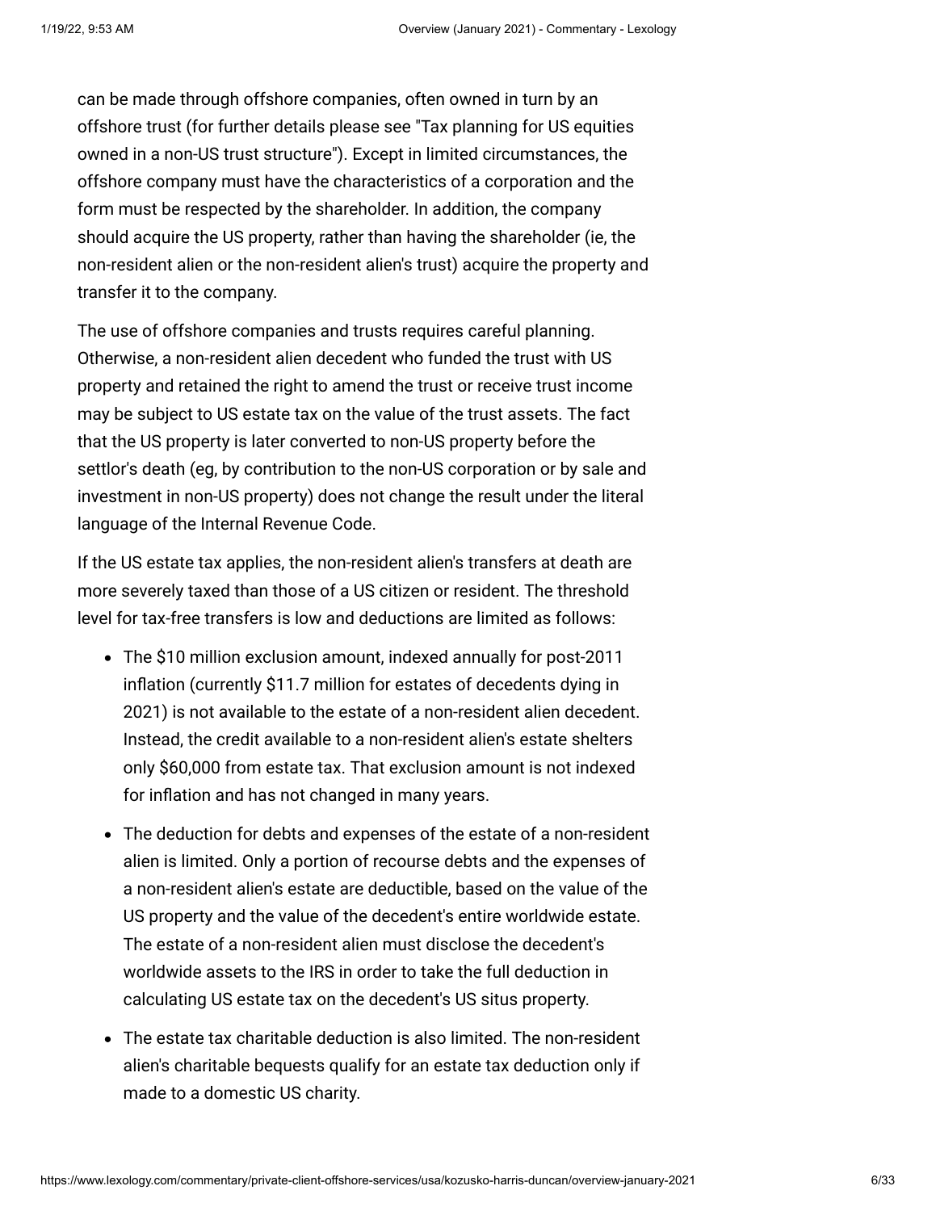can be made through offshore companies, often owned in turn by an offshore trust (for further details please see "Tax planning for US equities owned in a non-US trust structure"). Except in limited circumstances, the offshore company must have the characteristics of a corporation and the form must be respected by the shareholder. In addition, the company should acquire the US property, rather than having the shareholder (ie, the non-resident alien or the non-resident alien's trust) acquire the property and transfer it to the company.

The use of offshore companies and trusts requires careful planning. Otherwise, a non-resident alien decedent who funded the trust with US property and retained the right to amend the trust or receive trust income may be subject to US estate tax on the value of the trust assets. The fact that the US property is later converted to non-US property before the settlor's death (eg, by contribution to the non-US corporation or by sale and investment in non-US property) does not change the result under the literal language of the Internal Revenue Code.

If the US estate tax applies, the non-resident alien's transfers at death are more severely taxed than those of a US citizen or resident. The threshold level for tax-free transfers is low and deductions are limited as follows:

- The $10 million exclusion amount, indexed annually for post-2011 inflation (currently $11.7 million for estates of decedents dying in 2021) is not available to the estate of a non-resident alien decedent. Instead, the credit available to a non-resident alien's estate shelters only $60,000 from estate tax. That exclusion amount is not indexed for inflation and has not changed in many years.
- The deduction for debts and expenses of the estate of a non-resident alien is limited. Only a portion of recourse debts and the expenses of a non-resident alien's estate are deductible, based on the value of the US property and the value of the decedent's entire worldwide estate. The estate of a non-resident alien must disclose the decedent's worldwide assets to the IRS in order to take the full deduction in calculating US estate tax on the decedent's US situs property.
- The estate tax charitable deduction is also limited. The non-resident alien's charitable bequests qualify for an estate tax deduction only if made to a domestic US charity.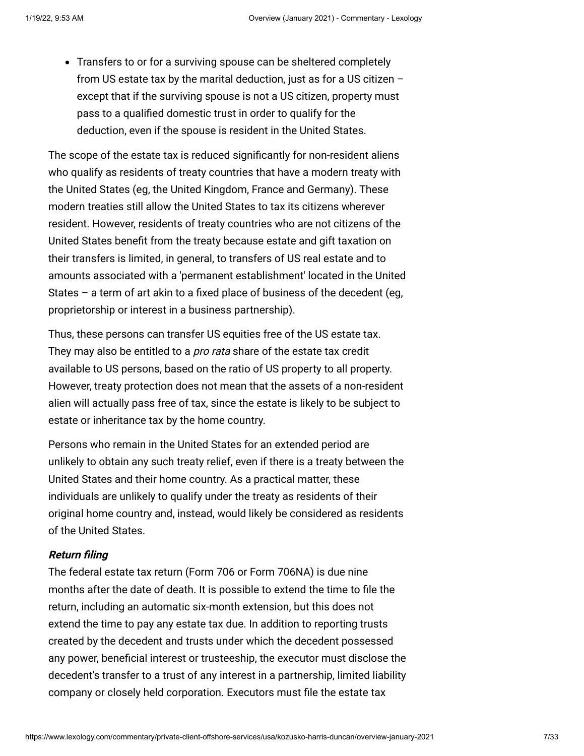- Transfers to or for a surviving spouse can be sheltered completely from US estate tax by the marital deduction, just as for a US citizen – except that if the surviving spouse is not a US citizen, property must pass to a qualified domestic trust in order to qualify for the deduction, even if the spouse is resident in the United States.

The scope of the estate tax is reduced significantly for non-resident aliens who qualify as residents of treaty countries that have a modern treaty with the United States (eg, the United Kingdom, France and Germany). These modern treaties still allow the United States to tax its citizens wherever resident. However, residents of treaty countries who are not citizens of the United States benefit from the treaty because estate and gift taxation on their transfers is limited, in general, to transfers of US real estate and to amounts associated with a 'permanent establishment' located in the United States – a term of art akin to a fixed place of business of the decedent (eg, proprietorship or interest in a business partnership).

Thus, these persons can transfer US equities free of the US estate tax. They may also be entitled to a *pro rata* share of the estate tax credit available to US persons, based on the ratio of US property to all property. However, treaty protection does not mean that the assets of a non-resident alien will actually pass free of tax, since the estate is likely to be subject to estate or inheritance tax by the home country.

Persons who remain in the United States for an extended period are unlikely to obtain any such treaty relief, even if there is a treaty between the United States and their home country. As a practical matter, these individuals are unlikely to qualify under the treaty as residents of their original home country and, instead, would likely be considered as residents of the United States.

***Return filing***

The federal estate tax return (Form 706 or Form 706NA) is due nine months after the date of death. It is possible to extend the time to file the return, including an automatic six-month extension, but this does not extend the time to pay any estate tax due. In addition to reporting trusts created by the decedent and trusts under which the decedent possessed any power, beneficial interest or trusteeship, the executor must disclose the decedent's transfer to a trust of any interest in a partnership, limited liability company or closely held corporation. Executors must file the estate tax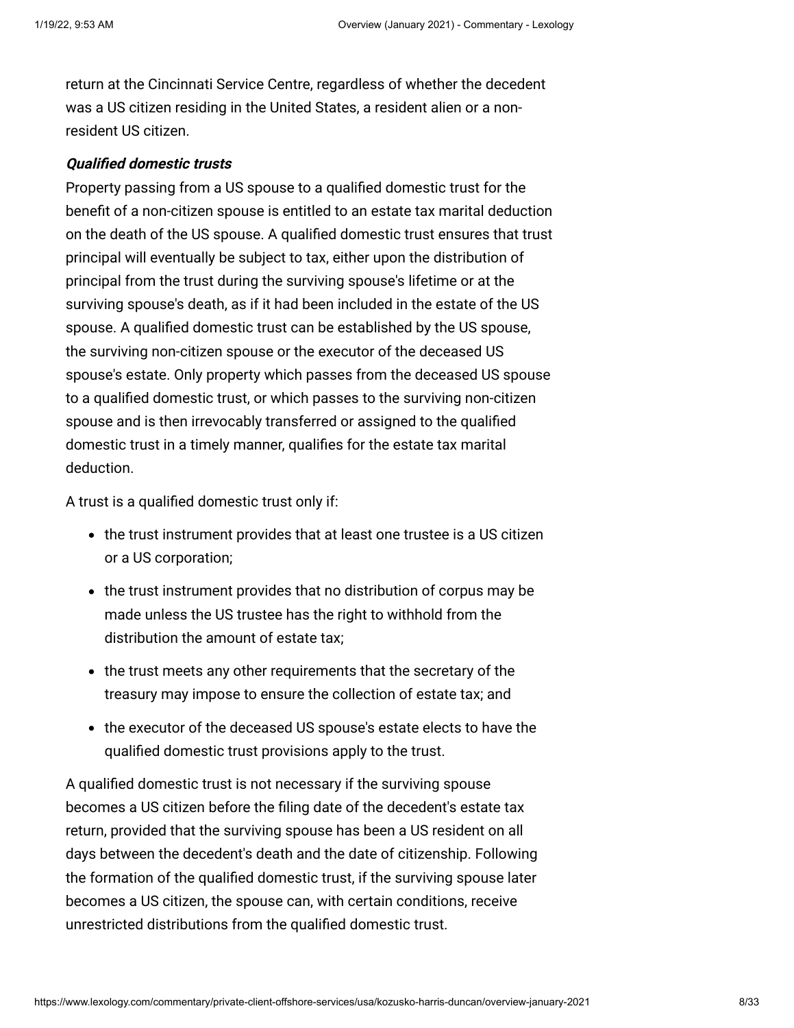return at the Cincinnati Service Centre, regardless of whether the decedent was a US citizen residing in the United States, a resident alien or a non-resident US citizen.

***Qualified domestic trusts***

Property passing from a US spouse to a qualified domestic trust for the benefit of a non-citizen spouse is entitled to an estate tax marital deduction on the death of the US spouse. A qualified domestic trust ensures that trust principal will eventually be subject to tax, either upon the distribution of principal from the trust during the surviving spouse's lifetime or at the surviving spouse's death, as if it had been included in the estate of the US spouse. A qualified domestic trust can be established by the US spouse, the surviving non-citizen spouse or the executor of the deceased US spouse's estate. Only property which passes from the deceased US spouse to a qualified domestic trust, or which passes to the surviving non-citizen spouse and is then irrevocably transferred or assigned to the qualified domestic trust in a timely manner, qualifies for the estate tax marital deduction.

A trust is a qualified domestic trust only if:

- the trust instrument provides that at least one trustee is a US citizen or a US corporation;
- the trust instrument provides that no distribution of corpus may be made unless the US trustee has the right to withhold from the distribution the amount of estate tax;
- the trust meets any other requirements that the secretary of the treasury may impose to ensure the collection of estate tax; and
- the executor of the deceased US spouse's estate elects to have the qualified domestic trust provisions apply to the trust.

A qualified domestic trust is not necessary if the surviving spouse becomes a US citizen before the filing date of the decedent's estate tax return, provided that the surviving spouse has been a US resident on all days between the decedent's death and the date of citizenship. Following the formation of the qualified domestic trust, if the surviving spouse later becomes a US citizen, the spouse can, with certain conditions, receive unrestricted distributions from the qualified domestic trust.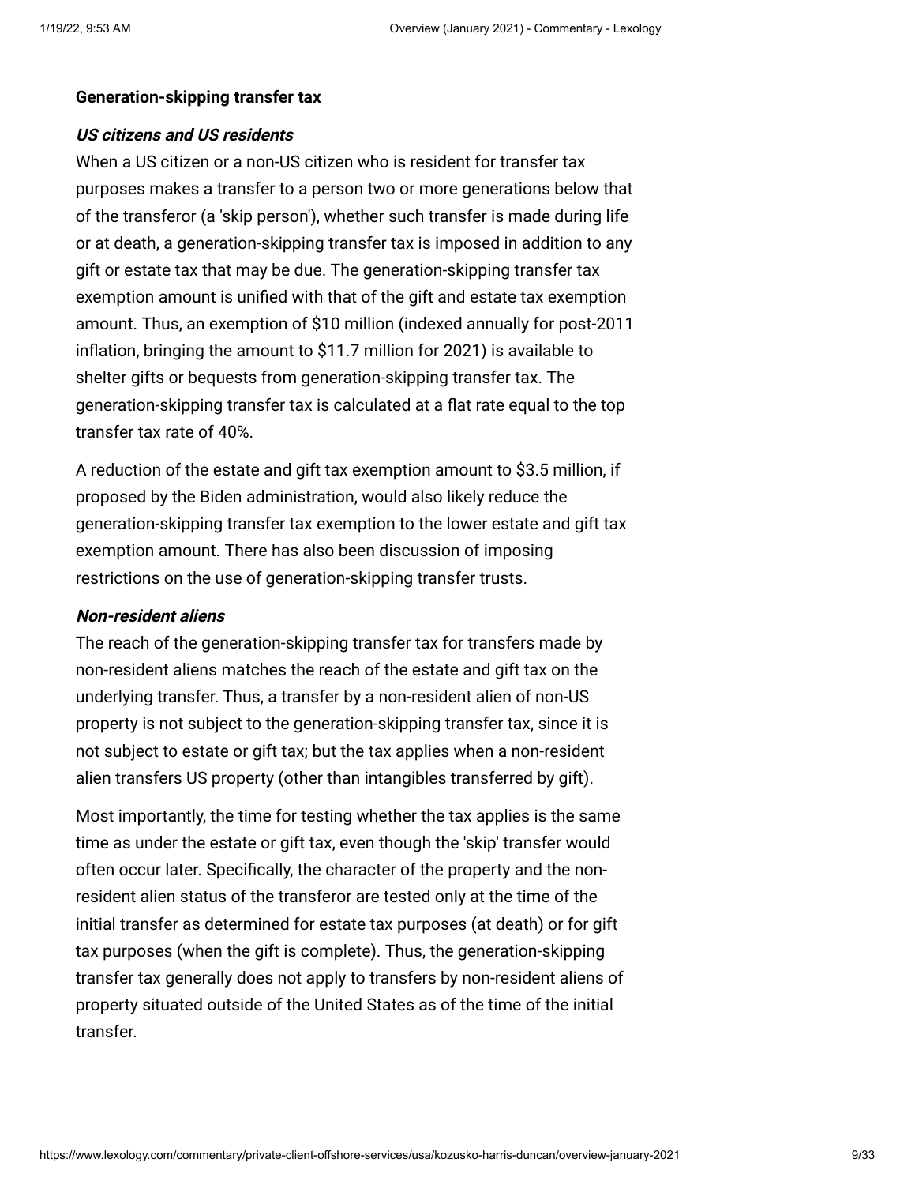**Generation-skipping transfer tax**

***US citizens and US residents***

When a US citizen or a non-US citizen who is resident for transfer tax purposes makes a transfer to a person two or more generations below that of the transferor (a 'skip person'), whether such transfer is made during life or at death, a generation-skipping transfer tax is imposed in addition to any gift or estate tax that may be due. The generation-skipping transfer tax exemption amount is unified with that of the gift and estate tax exemption amount. Thus, an exemption of $10 million (indexed annually for post-2011 inflation, bringing the amount to $11.7 million for 2021) is available to shelter gifts or bequests from generation-skipping transfer tax. The generation-skipping transfer tax is calculated at a flat rate equal to the top transfer tax rate of 40%.

A reduction of the estate and gift tax exemption amount to $3.5 million, if proposed by the Biden administration, would also likely reduce the generation-skipping transfer tax exemption to the lower estate and gift tax exemption amount. There has also been discussion of imposing restrictions on the use of generation-skipping transfer trusts.

***Non-resident aliens***

The reach of the generation-skipping transfer tax for transfers made by non-resident aliens matches the reach of the estate and gift tax on the underlying transfer. Thus, a transfer by a non-resident alien of non-US property is not subject to the generation-skipping transfer tax, since it is not subject to estate or gift tax; but the tax applies when a non-resident alien transfers US property (other than intangibles transferred by gift).

Most importantly, the time for testing whether the tax applies is the same time as under the estate or gift tax, even though the 'skip' transfer would often occur later. Specifically, the character of the property and the non-resident alien status of the transferor are tested only at the time of the initial transfer as determined for estate tax purposes (at death) or for gift tax purposes (when the gift is complete). Thus, the generation-skipping transfer tax generally does not apply to transfers by non-resident aliens of property situated outside of the United States as of the time of the initial transfer.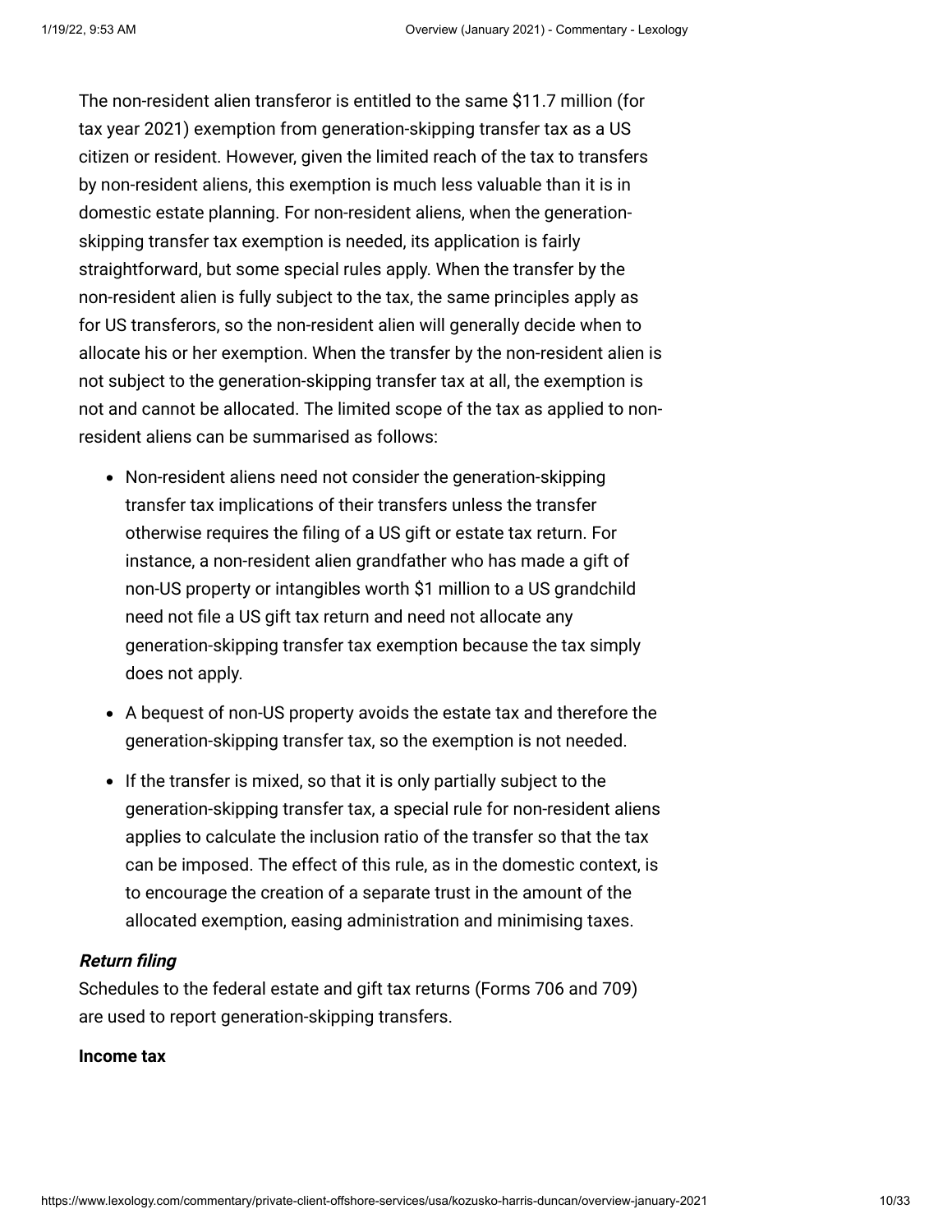The non-resident alien transferor is entitled to the same $11.7 million (for tax year 2021) exemption from generation-skipping transfer tax as a US citizen or resident. However, given the limited reach of the tax to transfers by non-resident aliens, this exemption is much less valuable than it is in domestic estate planning. For non-resident aliens, when the generation-skipping transfer tax exemption is needed, its application is fairly straightforward, but some special rules apply. When the transfer by the non-resident alien is fully subject to the tax, the same principles apply as for US transferors, so the non-resident alien will generally decide when to allocate his or her exemption. When the transfer by the non-resident alien is not subject to the generation-skipping transfer tax at all, the exemption is not and cannot be allocated. The limited scope of the tax as applied to non-resident aliens can be summarised as follows:

- Non-resident aliens need not consider the generation-skipping transfer tax implications of their transfers unless the transfer otherwise requires the filing of a US gift or estate tax return. For instance, a non-resident alien grandfather who has made a gift of non-US property or intangibles worth $1 million to a US grandchild need not file a US gift tax return and need not allocate any generation-skipping transfer tax exemption because the tax simply does not apply.
- A bequest of non-US property avoids the estate tax and therefore the generation-skipping transfer tax, so the exemption is not needed.
- If the transfer is mixed, so that it is only partially subject to the generation-skipping transfer tax, a special rule for non-resident aliens applies to calculate the inclusion ratio of the transfer so that the tax can be imposed. The effect of this rule, as in the domestic context, is to encourage the creation of a separate trust in the amount of the allocated exemption, easing administration and minimising taxes.

***Return filing***

Schedules to the federal estate and gift tax returns (Forms 706 and 709) are used to report generation-skipping transfers.

**Income tax**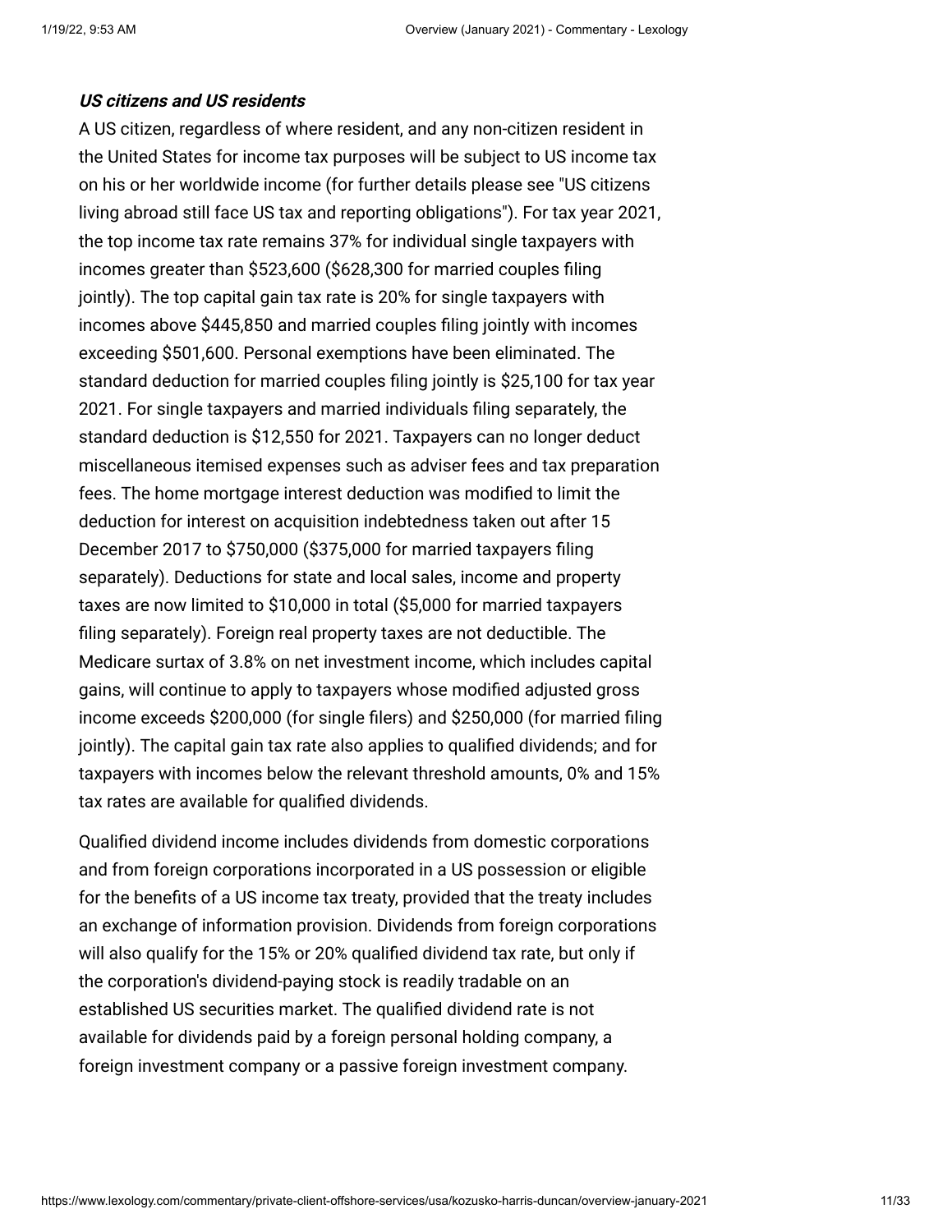***US citizens and US residents***

A US citizen, regardless of where resident, and any non-citizen resident in the United States for income tax purposes will be subject to US income tax on his or her worldwide income (for further details please see "US citizens living abroad still face US tax and reporting obligations"). For tax year 2021, the top income tax rate remains 37% for individual single taxpayers with incomes greater than $523,600 ($628,300 for married couples filing jointly). The top capital gain tax rate is 20% for single taxpayers with incomes above $445,850 and married couples filing jointly with incomes exceeding $501,600. Personal exemptions have been eliminated. The standard deduction for married couples filing jointly is $25,100 for tax year 2021. For single taxpayers and married individuals filing separately, the standard deduction is $12,550 for 2021. Taxpayers can no longer deduct miscellaneous itemised expenses such as adviser fees and tax preparation fees. The home mortgage interest deduction was modified to limit the deduction for interest on acquisition indebtedness taken out after 15 December 2017 to $750,000 ($375,000 for married taxpayers filing separately). Deductions for state and local sales, income and property taxes are now limited to $10,000 in total ($5,000 for married taxpayers filing separately). Foreign real property taxes are not deductible. The Medicare surtax of 3.8% on net investment income, which includes capital gains, will continue to apply to taxpayers whose modified adjusted gross income exceeds $200,000 (for single filers) and $250,000 (for married filing jointly). The capital gain tax rate also applies to qualified dividends; and for taxpayers with incomes below the relevant threshold amounts, 0% and 15% tax rates are available for qualified dividends.

Qualified dividend income includes dividends from domestic corporations and from foreign corporations incorporated in a US possession or eligible for the benefits of a US income tax treaty, provided that the treaty includes an exchange of information provision. Dividends from foreign corporations will also qualify for the 15% or 20% qualified dividend tax rate, but only if the corporation's dividend-paying stock is readily tradable on an established US securities market. The qualified dividend rate is not available for dividends paid by a foreign personal holding company, a foreign investment company or a passive foreign investment company.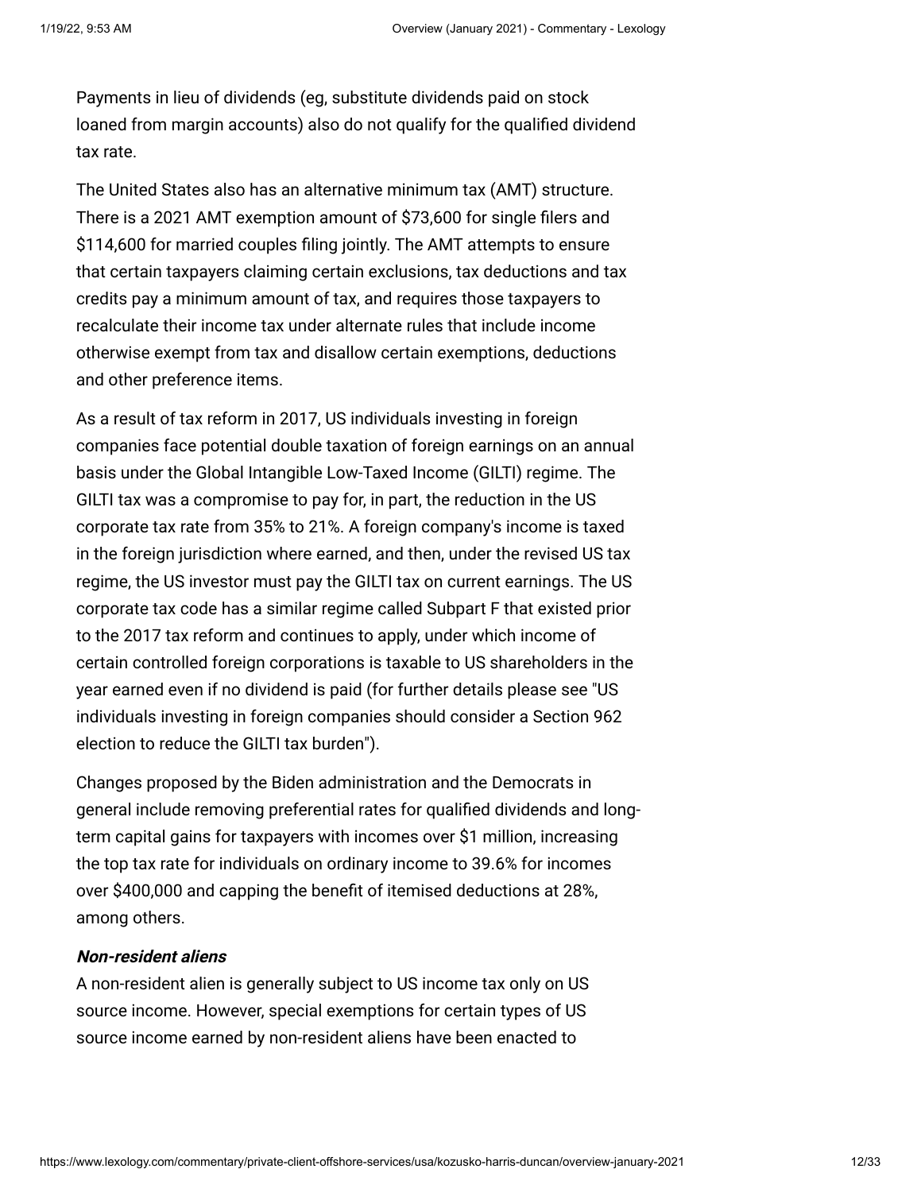Payments in lieu of dividends (eg, substitute dividends paid on stock loaned from margin accounts) also do not qualify for the qualified dividend tax rate.

The United States also has an alternative minimum tax (AMT) structure. There is a 2021 AMT exemption amount of $73,600 for single filers and $114,600 for married couples filing jointly. The AMT attempts to ensure that certain taxpayers claiming certain exclusions, tax deductions and tax credits pay a minimum amount of tax, and requires those taxpayers to recalculate their income tax under alternate rules that include income otherwise exempt from tax and disallow certain exemptions, deductions and other preference items.

As a result of tax reform in 2017, US individuals investing in foreign companies face potential double taxation of foreign earnings on an annual basis under the Global Intangible Low-Taxed Income (GILTI) regime. The GILTI tax was a compromise to pay for, in part, the reduction in the US corporate tax rate from 35% to 21%. A foreign company's income is taxed in the foreign jurisdiction where earned, and then, under the revised US tax regime, the US investor must pay the GILTI tax on current earnings. The US corporate tax code has a similar regime called Subpart F that existed prior to the 2017 tax reform and continues to apply, under which income of certain controlled foreign corporations is taxable to US shareholders in the year earned even if no dividend is paid (for further details please see "US individuals investing in foreign companies should consider a Section 962 election to reduce the GILTI tax burden").

Changes proposed by the Biden administration and the Democrats in general include removing preferential rates for qualified dividends and long-term capital gains for taxpayers with incomes over $1 million, increasing the top tax rate for individuals on ordinary income to 39.6% for incomes over $400,000 and capping the benefit of itemised deductions at 28%, among others.

***Non-resident aliens***

A non-resident alien is generally subject to US income tax only on US source income. However, special exemptions for certain types of US source income earned by non-resident aliens have been enacted to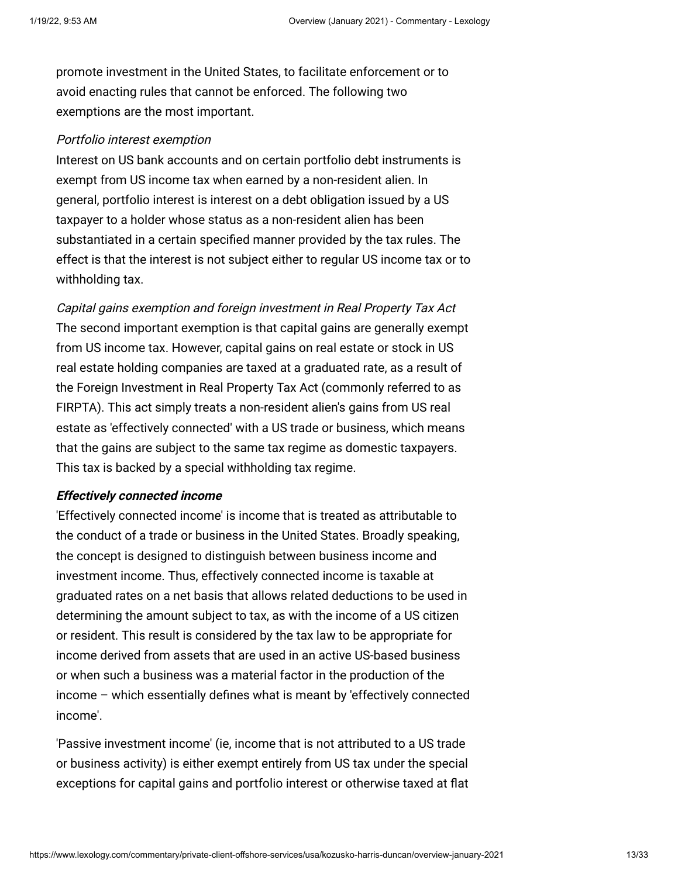promote investment in the United States, to facilitate enforcement or to avoid enacting rules that cannot be enforced. The following two exemptions are the most important.

*Portfolio interest exemption*

Interest on US bank accounts and on certain portfolio debt instruments is exempt from US income tax when earned by a non-resident alien. In general, portfolio interest is interest on a debt obligation issued by a US taxpayer to a holder whose status as a non-resident alien has been substantiated in a certain specified manner provided by the tax rules. The effect is that the interest is not subject either to regular US income tax or to withholding tax.

*Capital gains exemption and foreign investment in Real Property Tax Act*

The second important exemption is that capital gains are generally exempt from US income tax. However, capital gains on real estate or stock in US real estate holding companies are taxed at a graduated rate, as a result of the Foreign Investment in Real Property Tax Act (commonly referred to as FIRPTA). This act simply treats a non-resident alien's gains from US real estate as 'effectively connected' with a US trade or business, which means that the gains are subject to the same tax regime as domestic taxpayers. This tax is backed by a special withholding tax regime.

***Effectively connected income***

'Effectively connected income' is income that is treated as attributable to the conduct of a trade or business in the United States. Broadly speaking, the concept is designed to distinguish between business income and investment income. Thus, effectively connected income is taxable at graduated rates on a net basis that allows related deductions to be used in determining the amount subject to tax, as with the income of a US citizen or resident. This result is considered by the tax law to be appropriate for income derived from assets that are used in an active US-based business or when such a business was a material factor in the production of the income – which essentially defines what is meant by 'effectively connected income'.

'Passive investment income' (ie, income that is not attributed to a US trade or business activity) is either exempt entirely from US tax under the special exceptions for capital gains and portfolio interest or otherwise taxed at flat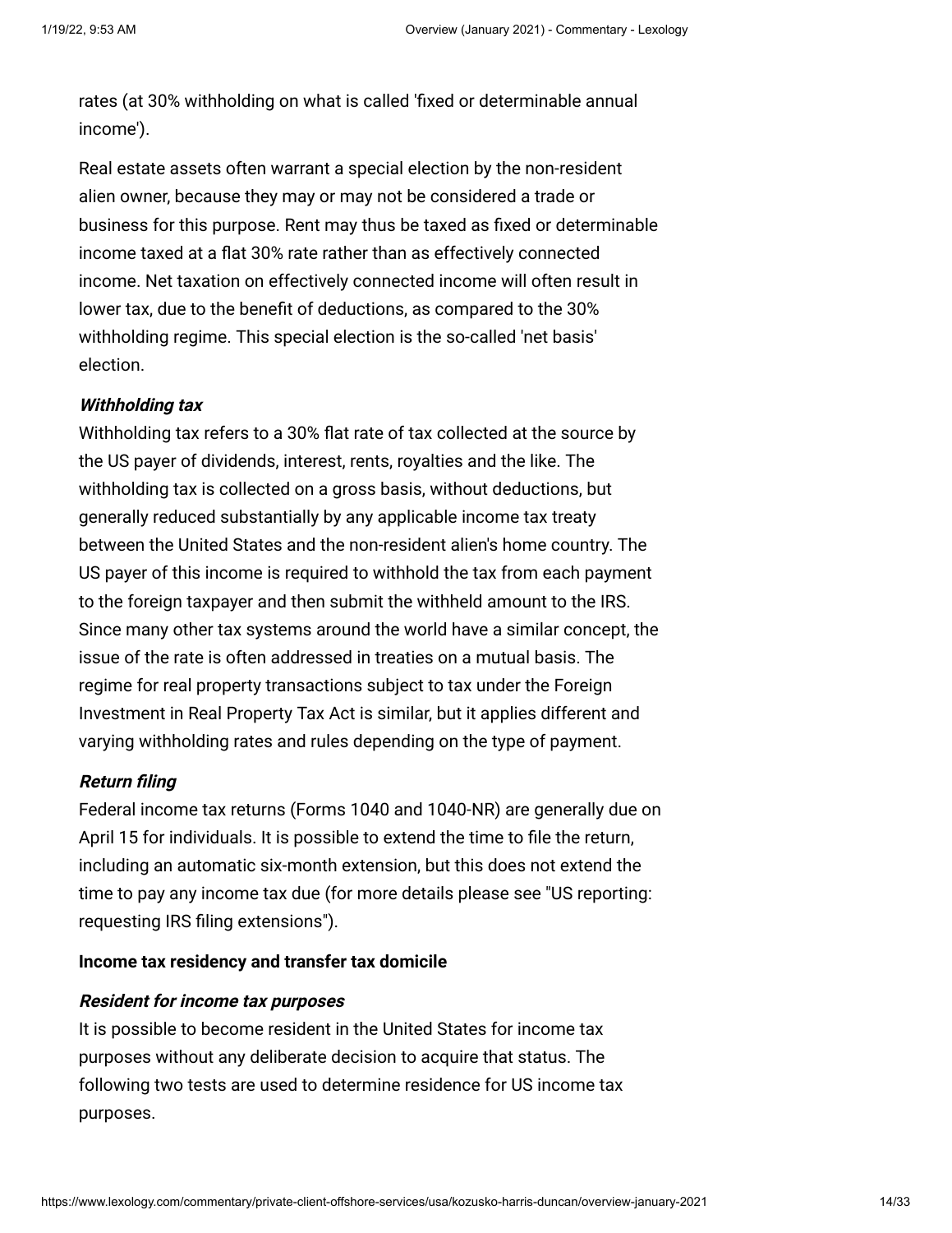rates (at 30% withholding on what is called 'fixed or determinable annual income').

Real estate assets often warrant a special election by the non-resident alien owner, because they may or may not be considered a trade or business for this purpose. Rent may thus be taxed as fixed or determinable income taxed at a flat 30% rate rather than as effectively connected income. Net taxation on effectively connected income will often result in lower tax, due to the benefit of deductions, as compared to the 30% withholding regime. This special election is the so-called 'net basis' election.

***Withholding tax***

Withholding tax refers to a 30% flat rate of tax collected at the source by the US payer of dividends, interest, rents, royalties and the like. The withholding tax is collected on a gross basis, without deductions, but generally reduced substantially by any applicable income tax treaty between the United States and the non-resident alien's home country. The US payer of this income is required to withhold the tax from each payment to the foreign taxpayer and then submit the withheld amount to the IRS. Since many other tax systems around the world have a similar concept, the issue of the rate is often addressed in treaties on a mutual basis. The regime for real property transactions subject to tax under the Foreign Investment in Real Property Tax Act is similar, but it applies different and varying withholding rates and rules depending on the type of payment.

***Return filing***

Federal income tax returns (Forms 1040 and 1040-NR) are generally due on April 15 for individuals. It is possible to extend the time to file the return, including an automatic six-month extension, but this does not extend the time to pay any income tax due (for more details please see "US reporting: requesting IRS filing extensions").

**Income tax residency and transfer tax domicile**

***Resident for income tax purposes***

It is possible to become resident in the United States for income tax purposes without any deliberate decision to acquire that status. The following two tests are used to determine residence for US income tax purposes.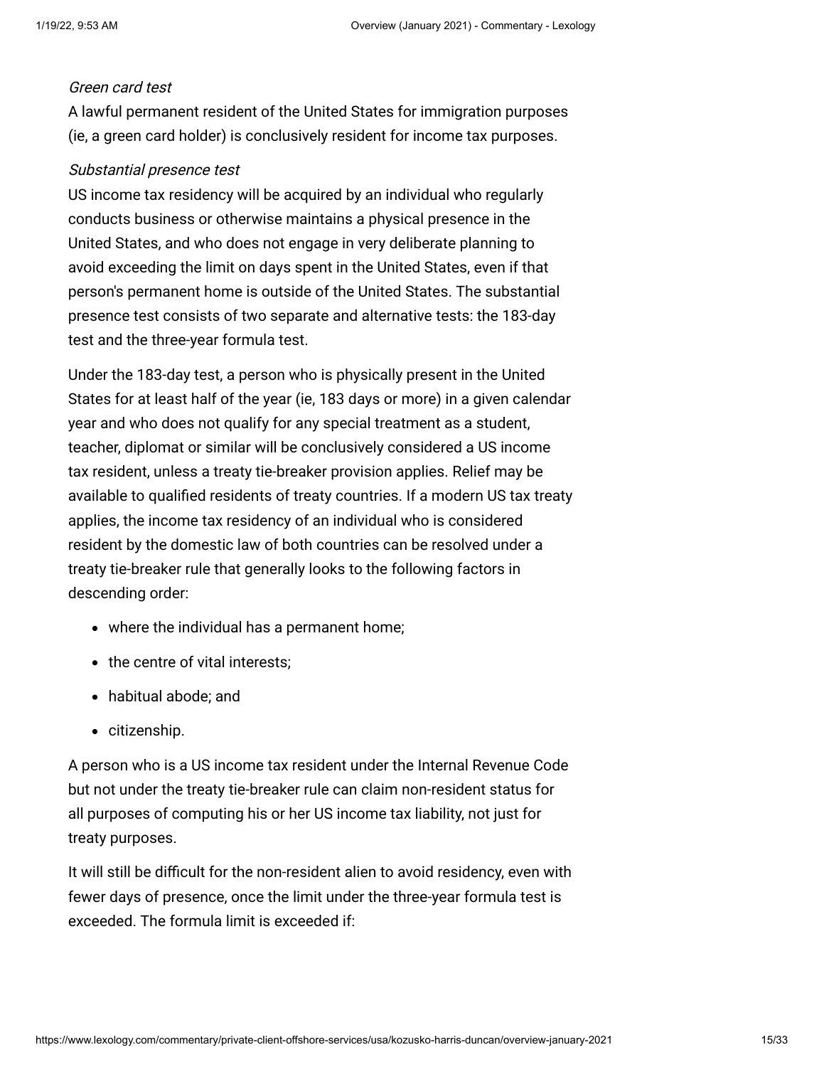*Green card test*

A lawful permanent resident of the United States for immigration purposes (ie, a green card holder) is conclusively resident for income tax purposes.

*Substantial presence test*

US income tax residency will be acquired by an individual who regularly conducts business or otherwise maintains a physical presence in the United States, and who does not engage in very deliberate planning to avoid exceeding the limit on days spent in the United States, even if that person's permanent home is outside of the United States. The substantial presence test consists of two separate and alternative tests: the 183-day test and the three-year formula test.

Under the 183-day test, a person who is physically present in the United States for at least half of the year (ie, 183 days or more) in a given calendar year and who does not qualify for any special treatment as a student, teacher, diplomat or similar will be conclusively considered a US income tax resident, unless a treaty tie-breaker provision applies. Relief may be available to qualified residents of treaty countries. If a modern US tax treaty applies, the income tax residency of an individual who is considered resident by the domestic law of both countries can be resolved under a treaty tie-breaker rule that generally looks to the following factors in descending order:

- where the individual has a permanent home;
- the centre of vital interests;
- habitual abode; and
- citizenship.

A person who is a US income tax resident under the Internal Revenue Code but not under the treaty tie-breaker rule can claim non-resident status for all purposes of computing his or her US income tax liability, not just for treaty purposes.

It will still be difficult for the non-resident alien to avoid residency, even with fewer days of presence, once the limit under the three-year formula test is exceeded. The formula limit is exceeded if: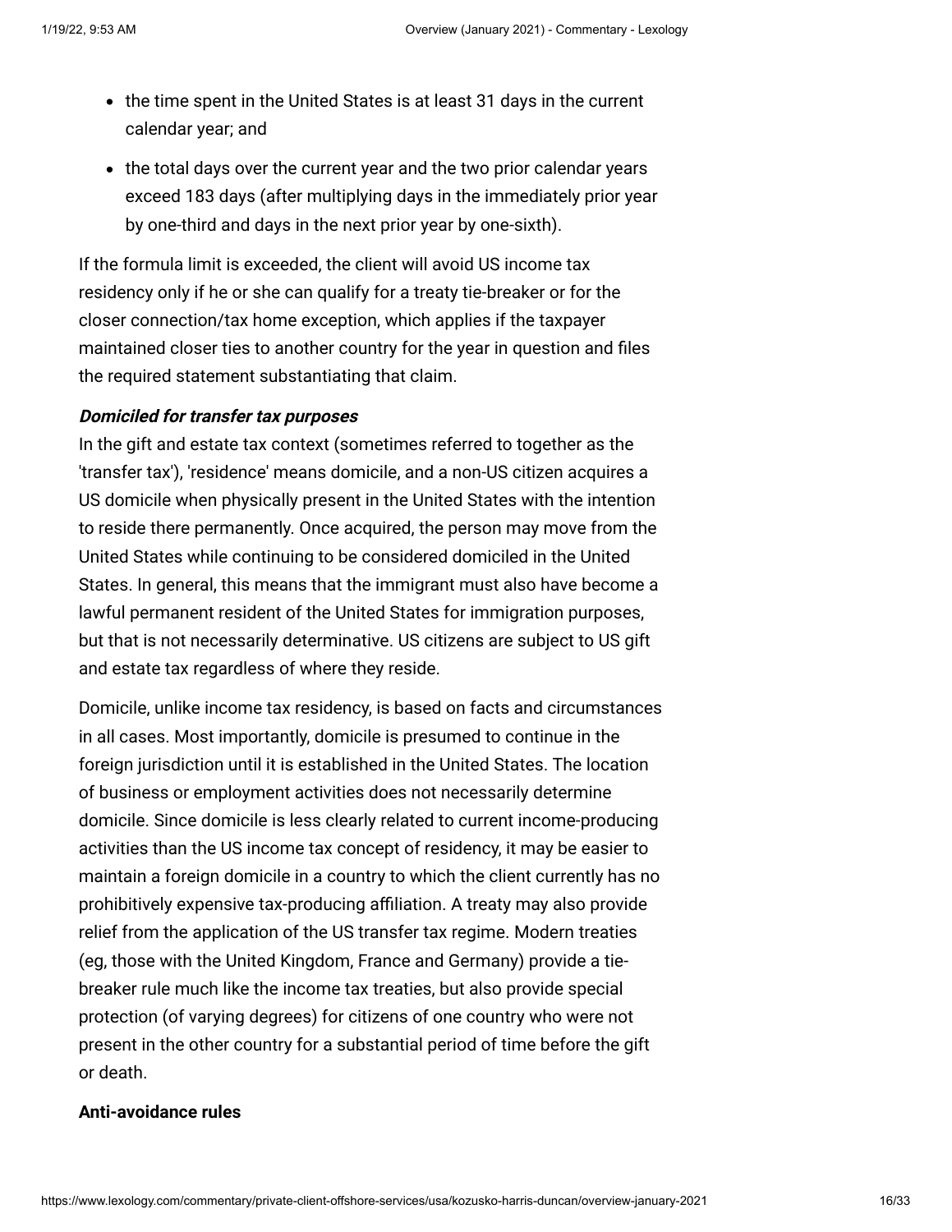- the time spent in the United States is at least 31 days in the current calendar year; and
- the total days over the current year and the two prior calendar years exceed 183 days (after multiplying days in the immediately prior year by one-third and days in the next prior year by one-sixth).

If the formula limit is exceeded, the client will avoid US income tax residency only if he or she can qualify for a treaty tie-breaker or for the closer connection/tax home exception, which applies if the taxpayer maintained closer ties to another country for the year in question and files the required statement substantiating that claim.

***Domiciled for transfer tax purposes***

In the gift and estate tax context (sometimes referred to together as the 'transfer tax'), 'residence' means domicile, and a non-US citizen acquires a US domicile when physically present in the United States with the intention to reside there permanently. Once acquired, the person may move from the United States while continuing to be considered domiciled in the United States. In general, this means that the immigrant must also have become a lawful permanent resident of the United States for immigration purposes, but that is not necessarily determinative. US citizens are subject to US gift and estate tax regardless of where they reside.

Domicile, unlike income tax residency, is based on facts and circumstances in all cases. Most importantly, domicile is presumed to continue in the foreign jurisdiction until it is established in the United States. The location of business or employment activities does not necessarily determine domicile. Since domicile is less clearly related to current income-producing activities than the US income tax concept of residency, it may be easier to maintain a foreign domicile in a country to which the client currently has no prohibitively expensive tax-producing affiliation. A treaty may also provide relief from the application of the US transfer tax regime. Modern treaties (eg, those with the United Kingdom, France and Germany) provide a tie-breaker rule much like the income tax treaties, but also provide special protection (of varying degrees) for citizens of one country who were not present in the other country for a substantial period of time before the gift or death.

**Anti-avoidance rules**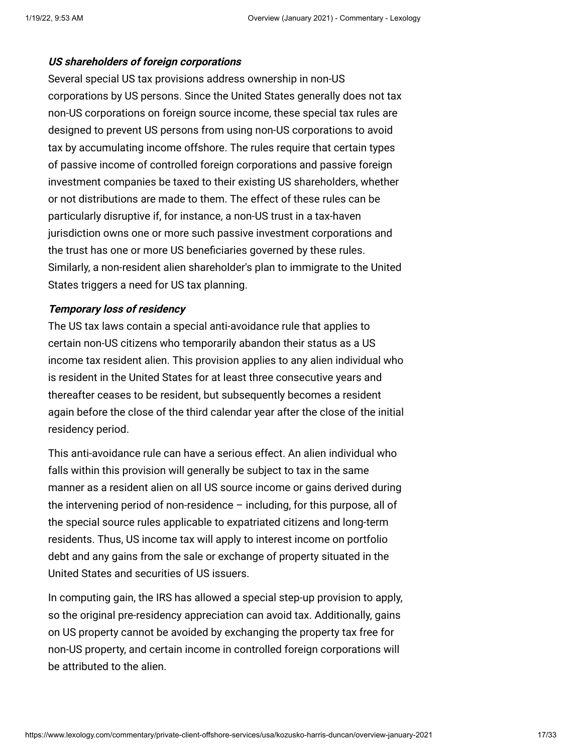***US shareholders of foreign corporations***

Several special US tax provisions address ownership in non-US corporations by US persons. Since the United States generally does not tax non-US corporations on foreign source income, these special tax rules are designed to prevent US persons from using non-US corporations to avoid tax by accumulating income offshore. The rules require that certain types of passive income of controlled foreign corporations and passive foreign investment companies be taxed to their existing US shareholders, whether or not distributions are made to them. The effect of these rules can be particularly disruptive if, for instance, a non-US trust in a tax-haven jurisdiction owns one or more such passive investment corporations and the trust has one or more US beneficiaries governed by these rules. Similarly, a non-resident alien shareholder's plan to immigrate to the United States triggers a need for US tax planning.

***Temporary loss of residency***

The US tax laws contain a special anti-avoidance rule that applies to certain non-US citizens who temporarily abandon their status as a US income tax resident alien. This provision applies to any alien individual who is resident in the United States for at least three consecutive years and thereafter ceases to be resident, but subsequently becomes a resident again before the close of the third calendar year after the close of the initial residency period.

This anti-avoidance rule can have a serious effect. An alien individual who falls within this provision will generally be subject to tax in the same manner as a resident alien on all US source income or gains derived during the intervening period of non-residence – including, for this purpose, all of the special source rules applicable to expatriated citizens and long-term residents. Thus, US income tax will apply to interest income on portfolio debt and any gains from the sale or exchange of property situated in the United States and securities of US issuers.

In computing gain, the IRS has allowed a special step-up provision to apply, so the original pre-residency appreciation can avoid tax. Additionally, gains on US property cannot be avoided by exchanging the property tax free for non-US property, and certain income in controlled foreign corporations will be attributed to the alien.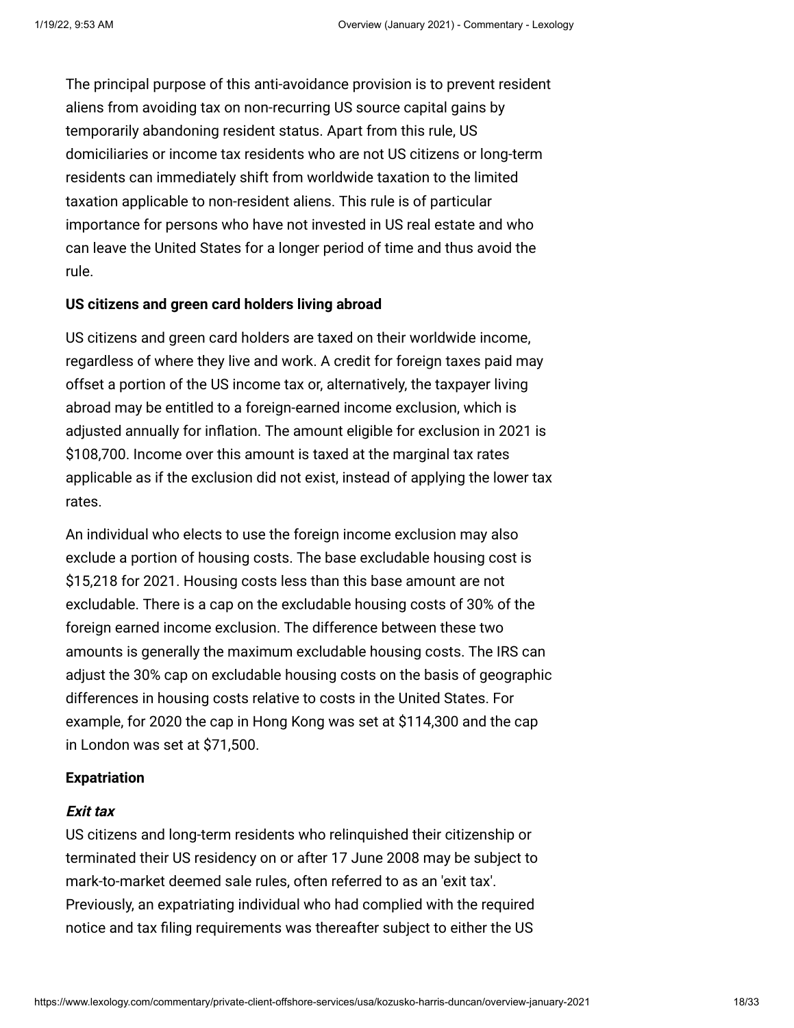The principal purpose of this anti-avoidance provision is to prevent resident aliens from avoiding tax on non-recurring US source capital gains by temporarily abandoning resident status. Apart from this rule, US domiciliaries or income tax residents who are not US citizens or long-term residents can immediately shift from worldwide taxation to the limited taxation applicable to non-resident aliens. This rule is of particular importance for persons who have not invested in US real estate and who can leave the United States for a longer period of time and thus avoid the rule.

**US citizens and green card holders living abroad**

US citizens and green card holders are taxed on their worldwide income, regardless of where they live and work. A credit for foreign taxes paid may offset a portion of the US income tax or, alternatively, the taxpayer living abroad may be entitled to a foreign-earned income exclusion, which is adjusted annually for inflation. The amount eligible for exclusion in 2021 is $108,700. Income over this amount is taxed at the marginal tax rates applicable as if the exclusion did not exist, instead of applying the lower tax rates.

An individual who elects to use the foreign income exclusion may also exclude a portion of housing costs. The base excludable housing cost is $15,218 for 2021. Housing costs less than this base amount are not excludable. There is a cap on the excludable housing costs of 30% of the foreign earned income exclusion. The difference between these two amounts is generally the maximum excludable housing costs. The IRS can adjust the 30% cap on excludable housing costs on the basis of geographic differences in housing costs relative to costs in the United States. For example, for 2020 the cap in Hong Kong was set at $114,300 and the cap in London was set at $71,500.

**Expatriation**

***Exit tax***

US citizens and long-term residents who relinquished their citizenship or terminated their US residency on or after 17 June 2008 may be subject to mark-to-market deemed sale rules, often referred to as an 'exit tax'. Previously, an expatriating individual who had complied with the required notice and tax filing requirements was thereafter subject to either the US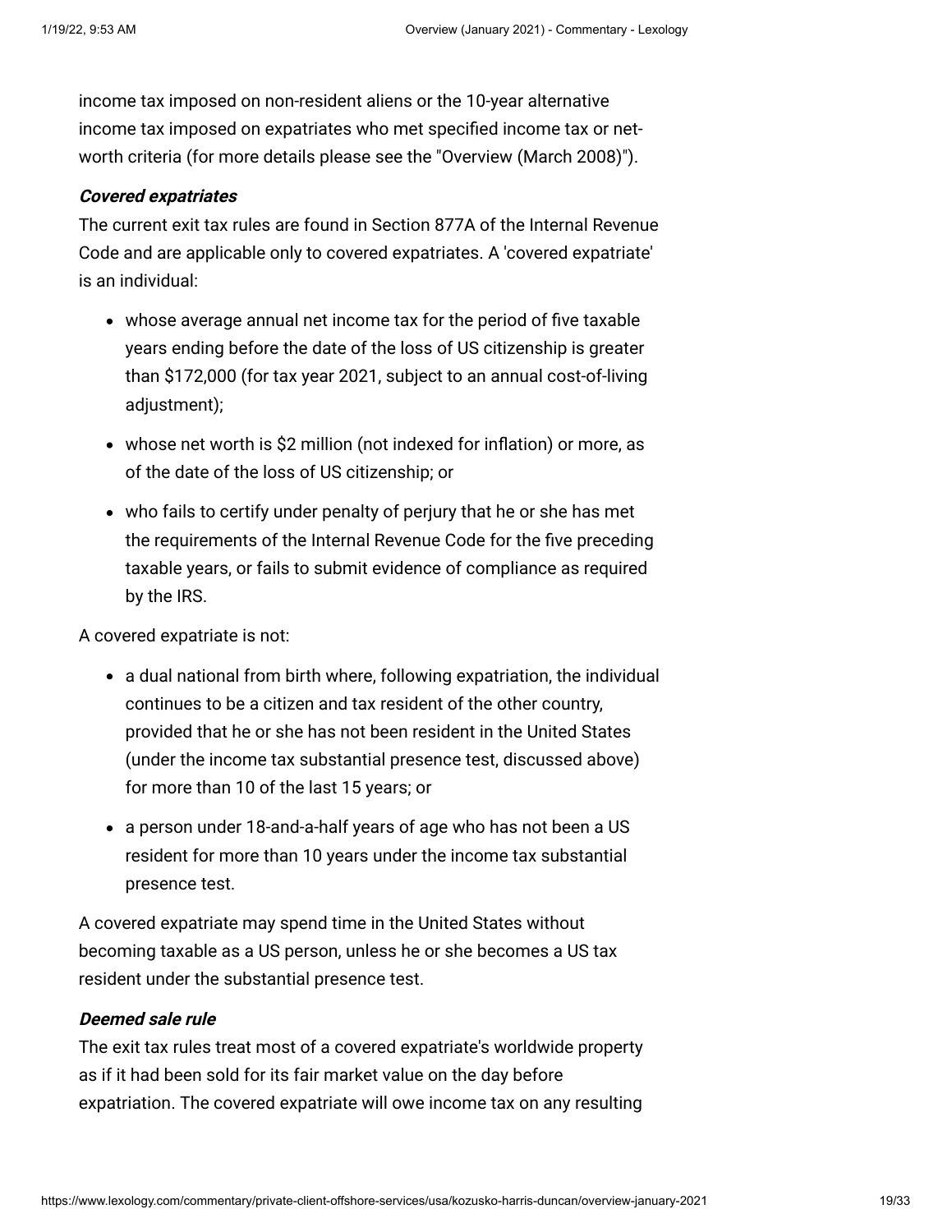income tax imposed on non-resident aliens or the 10-year alternative income tax imposed on expatriates who met specified income tax or net-worth criteria (for more details please see the "Overview (March 2008)").

***Covered expatriates***

The current exit tax rules are found in Section 877A of the Internal Revenue Code and are applicable only to covered expatriates. A 'covered expatriate' is an individual:

- whose average annual net income tax for the period of five taxable years ending before the date of the loss of US citizenship is greater than $172,000 (for tax year 2021, subject to an annual cost-of-living adjustment);
- whose net worth is $2 million (not indexed for inflation) or more, as of the date of the loss of US citizenship; or
- who fails to certify under penalty of perjury that he or she has met the requirements of the Internal Revenue Code for the five preceding taxable years, or fails to submit evidence of compliance as required by the IRS.

A covered expatriate is not:

- a dual national from birth where, following expatriation, the individual continues to be a citizen and tax resident of the other country, provided that he or she has not been resident in the United States (under the income tax substantial presence test, discussed above) for more than 10 of the last 15 years; or
- a person under 18-and-a-half years of age who has not been a US resident for more than 10 years under the income tax substantial presence test.

A covered expatriate may spend time in the United States without becoming taxable as a US person, unless he or she becomes a US tax resident under the substantial presence test.

***Deemed sale rule***

The exit tax rules treat most of a covered expatriate's worldwide property as if it had been sold for its fair market value on the day before expatriation. The covered expatriate will owe income tax on any resulting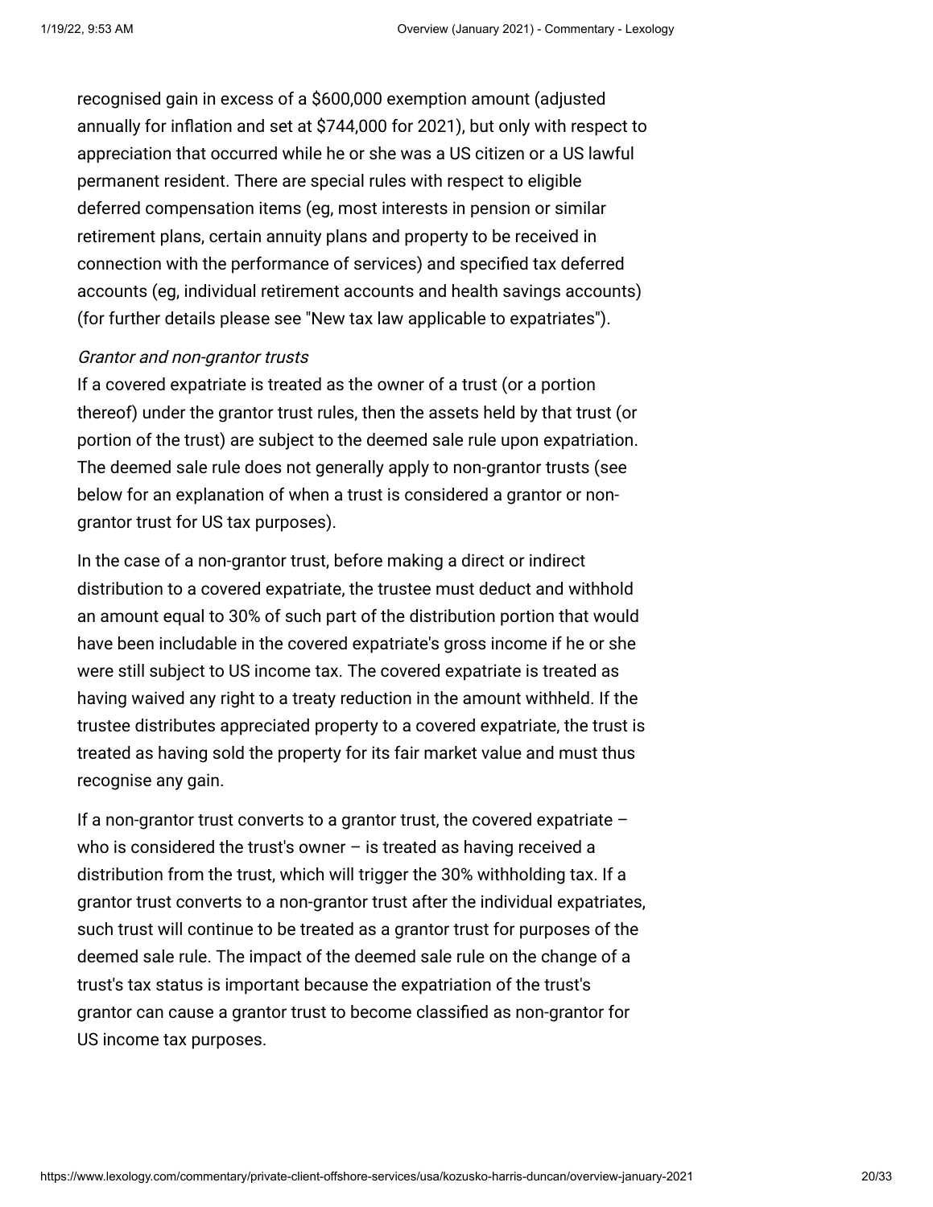recognised gain in excess of a $600,000 exemption amount (adjusted annually for inflation and set at $744,000 for 2021), but only with respect to appreciation that occurred while he or she was a US citizen or a US lawful permanent resident. There are special rules with respect to eligible deferred compensation items (eg, most interests in pension or similar retirement plans, certain annuity plans and property to be received in connection with the performance of services) and specified tax deferred accounts (eg, individual retirement accounts and health savings accounts) (for further details please see "New tax law applicable to expatriates").

*Grantor and non-grantor trusts*

If a covered expatriate is treated as the owner of a trust (or a portion thereof) under the grantor trust rules, then the assets held by that trust (or portion of the trust) are subject to the deemed sale rule upon expatriation. The deemed sale rule does not generally apply to non-grantor trusts (see below for an explanation of when a trust is considered a grantor or non-grantor trust for US tax purposes).

In the case of a non-grantor trust, before making a direct or indirect distribution to a covered expatriate, the trustee must deduct and withhold an amount equal to 30% of such part of the distribution portion that would have been includable in the covered expatriate's gross income if he or she were still subject to US income tax. The covered expatriate is treated as having waived any right to a treaty reduction in the amount withheld. If the trustee distributes appreciated property to a covered expatriate, the trust is treated as having sold the property for its fair market value and must thus recognise any gain.

If a non-grantor trust converts to a grantor trust, the covered expatriate – who is considered the trust's owner – is treated as having received a distribution from the trust, which will trigger the 30% withholding tax. If a grantor trust converts to a non-grantor trust after the individual expatriates, such trust will continue to be treated as a grantor trust for purposes of the deemed sale rule. The impact of the deemed sale rule on the change of a trust's tax status is important because the expatriation of the trust's grantor can cause a grantor trust to become classified as non-grantor for US income tax purposes.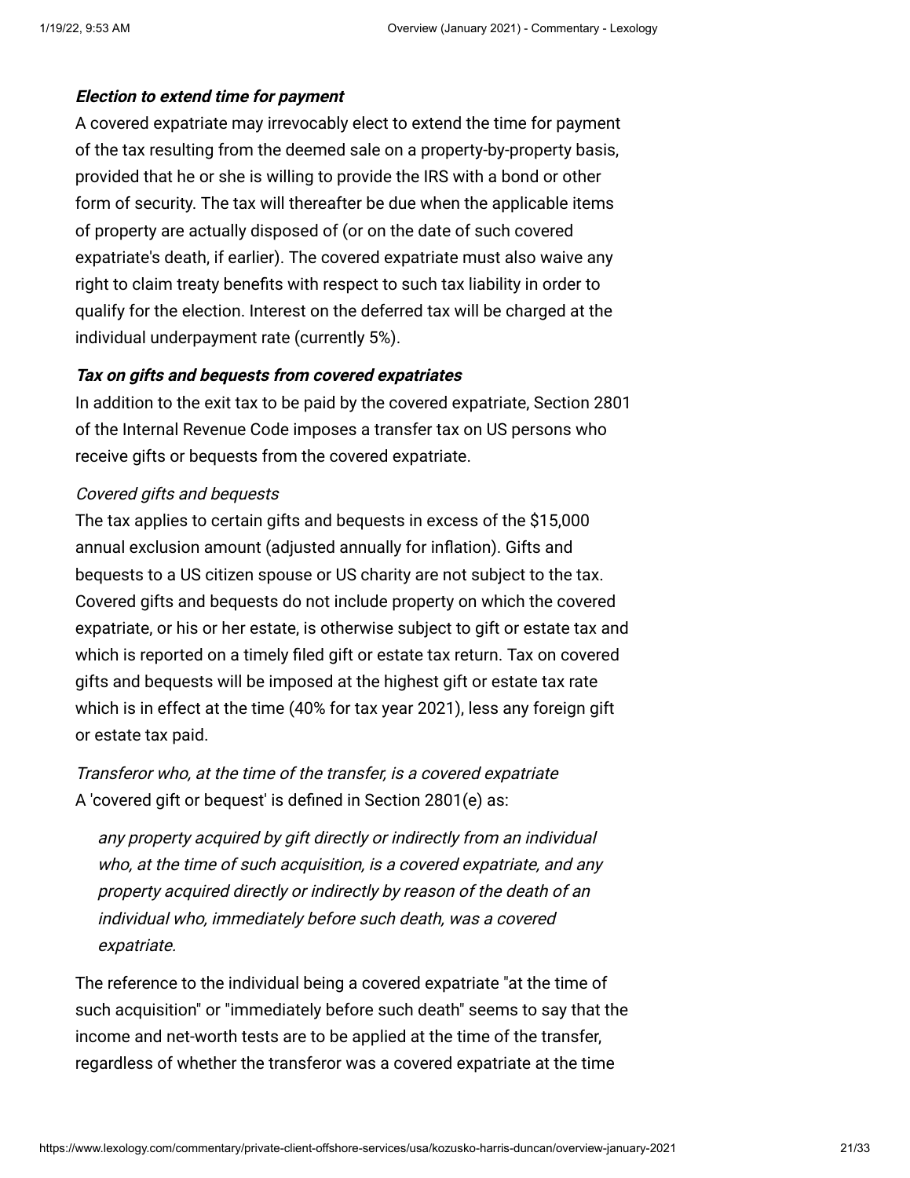***Election to extend time for payment***

A covered expatriate may irrevocably elect to extend the time for payment of the tax resulting from the deemed sale on a property-by-property basis, provided that he or she is willing to provide the IRS with a bond or other form of security. The tax will thereafter be due when the applicable items of property are actually disposed of (or on the date of such covered expatriate's death, if earlier). The covered expatriate must also waive any right to claim treaty benefits with respect to such tax liability in order to qualify for the election. Interest on the deferred tax will be charged at the individual underpayment rate (currently 5%).

***Tax on gifts and bequests from covered expatriates***

In addition to the exit tax to be paid by the covered expatriate, Section 2801 of the Internal Revenue Code imposes a transfer tax on US persons who receive gifts or bequests from the covered expatriate.

*Covered gifts and bequests*

The tax applies to certain gifts and bequests in excess of the $15,000 annual exclusion amount (adjusted annually for inflation). Gifts and bequests to a US citizen spouse or US charity are not subject to the tax. Covered gifts and bequests do not include property on which the covered expatriate, or his or her estate, is otherwise subject to gift or estate tax and which is reported on a timely filed gift or estate tax return. Tax on covered gifts and bequests will be imposed at the highest gift or estate tax rate which is in effect at the time (40% for tax year 2021), less any foreign gift or estate tax paid.

*Transferor who, at the time of the transfer, is a covered expatriate*

A 'covered gift or bequest' is defined in Section 2801(e) as:

> *any property acquired by gift directly or indirectly from an individual who, at the time of such acquisition, is a covered expatriate, and any property acquired directly or indirectly by reason of the death of an individual who, immediately before such death, was a covered expatriate.*

The reference to the individual being a covered expatriate "at the time of such acquisition" or "immediately before such death" seems to say that the income and net-worth tests are to be applied at the time of the transfer, regardless of whether the transferor was a covered expatriate at the time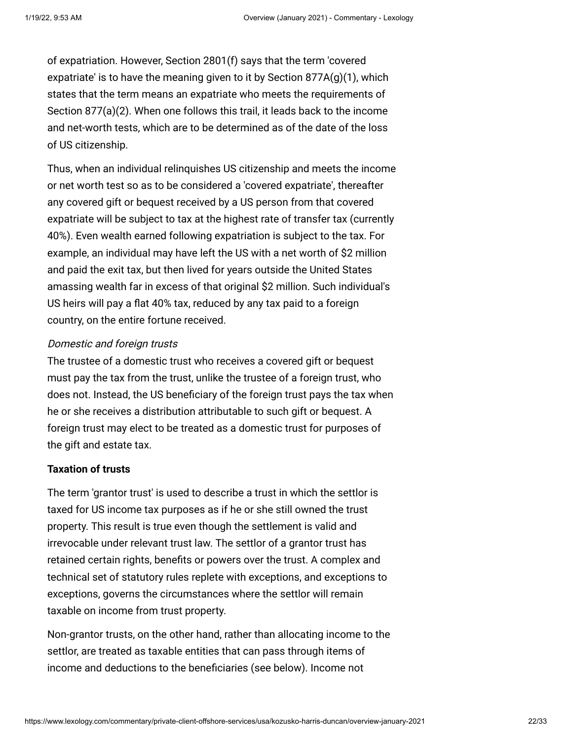of expatriation. However, Section 2801(f) says that the term 'covered expatriate' is to have the meaning given to it by Section 877A(g)(1), which states that the term means an expatriate who meets the requirements of Section 877(a)(2). When one follows this trail, it leads back to the income and net-worth tests, which are to be determined as of the date of the loss of US citizenship.

Thus, when an individual relinquishes US citizenship and meets the income or net worth test so as to be considered a 'covered expatriate', thereafter any covered gift or bequest received by a US person from that covered expatriate will be subject to tax at the highest rate of transfer tax (currently 40%). Even wealth earned following expatriation is subject to the tax. For example, an individual may have left the US with a net worth of $2 million and paid the exit tax, but then lived for years outside the United States amassing wealth far in excess of that original $2 million. Such individual's US heirs will pay a flat 40% tax, reduced by any tax paid to a foreign country, on the entire fortune received.

*Domestic and foreign trusts*
The trustee of a domestic trust who receives a covered gift or bequest must pay the tax from the trust, unlike the trustee of a foreign trust, who does not. Instead, the US beneficiary of the foreign trust pays the tax when he or she receives a distribution attributable to such gift or bequest. A foreign trust may elect to be treated as a domestic trust for purposes of the gift and estate tax.

**Taxation of trusts**

The term 'grantor trust' is used to describe a trust in which the settlor is taxed for US income tax purposes as if he or she still owned the trust property. This result is true even though the settlement is valid and irrevocable under relevant trust law. The settlor of a grantor trust has retained certain rights, benefits or powers over the trust. A complex and technical set of statutory rules replete with exceptions, and exceptions to exceptions, governs the circumstances where the settlor will remain taxable on income from trust property.

Non-grantor trusts, on the other hand, rather than allocating income to the settlor, are treated as taxable entities that can pass through items of income and deductions to the beneficiaries (see below). Income not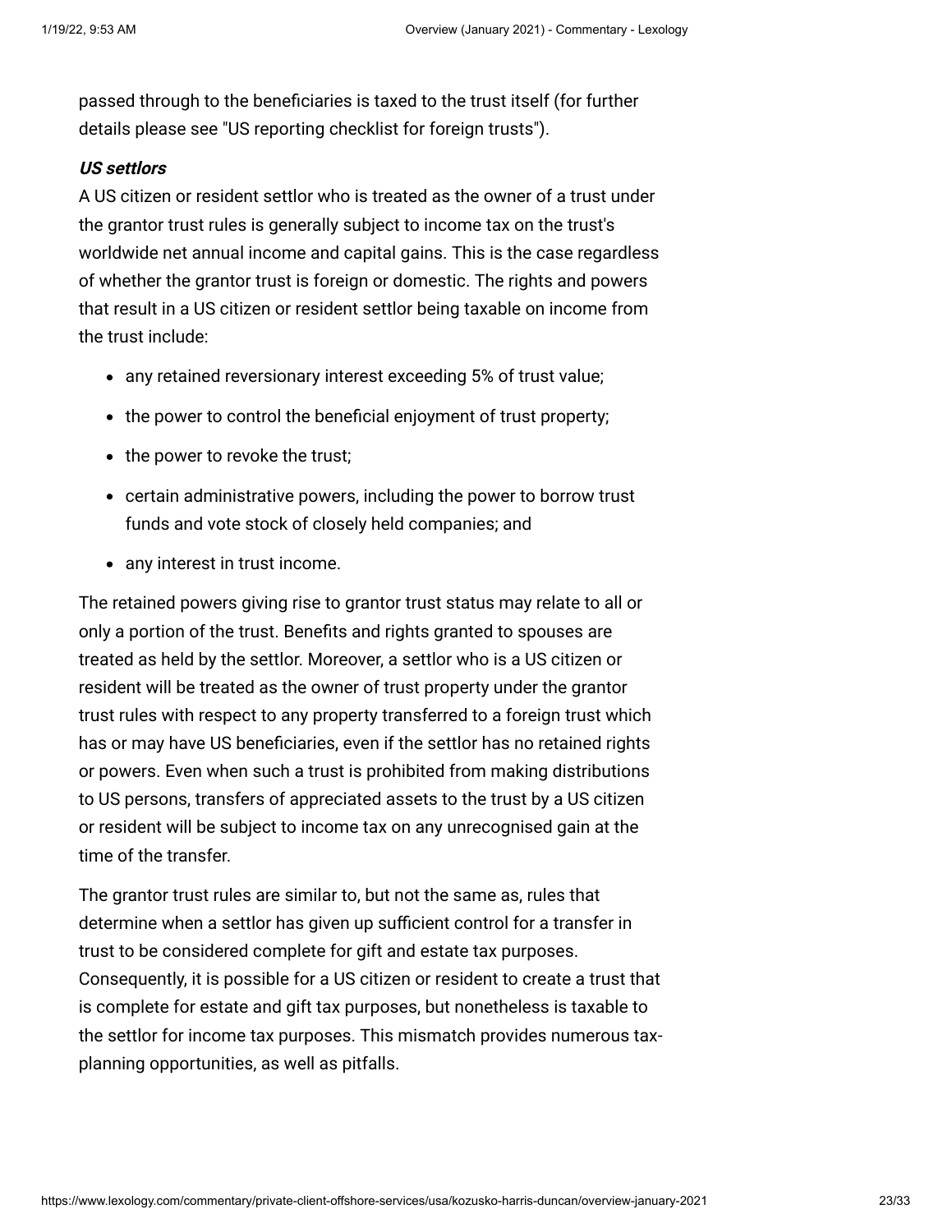passed through to the beneficiaries is taxed to the trust itself (for further details please see "US reporting checklist for foreign trusts").

***US settlors***

A US citizen or resident settlor who is treated as the owner of a trust under the grantor trust rules is generally subject to income tax on the trust's worldwide net annual income and capital gains. This is the case regardless of whether the grantor trust is foreign or domestic. The rights and powers that result in a US citizen or resident settlor being taxable on income from the trust include:

- any retained reversionary interest exceeding 5% of trust value;
- the power to control the beneficial enjoyment of trust property;
- the power to revoke the trust;
- certain administrative powers, including the power to borrow trust funds and vote stock of closely held companies; and
- any interest in trust income.

The retained powers giving rise to grantor trust status may relate to all or only a portion of the trust. Benefits and rights granted to spouses are treated as held by the settlor. Moreover, a settlor who is a US citizen or resident will be treated as the owner of trust property under the grantor trust rules with respect to any property transferred to a foreign trust which has or may have US beneficiaries, even if the settlor has no retained rights or powers. Even when such a trust is prohibited from making distributions to US persons, transfers of appreciated assets to the trust by a US citizen or resident will be subject to income tax on any unrecognised gain at the time of the transfer.

The grantor trust rules are similar to, but not the same as, rules that determine when a settlor has given up sufficient control for a transfer in trust to be considered complete for gift and estate tax purposes. Consequently, it is possible for a US citizen or resident to create a trust that is complete for estate and gift tax purposes, but nonetheless is taxable to the settlor for income tax purposes. This mismatch provides numerous tax-planning opportunities, as well as pitfalls.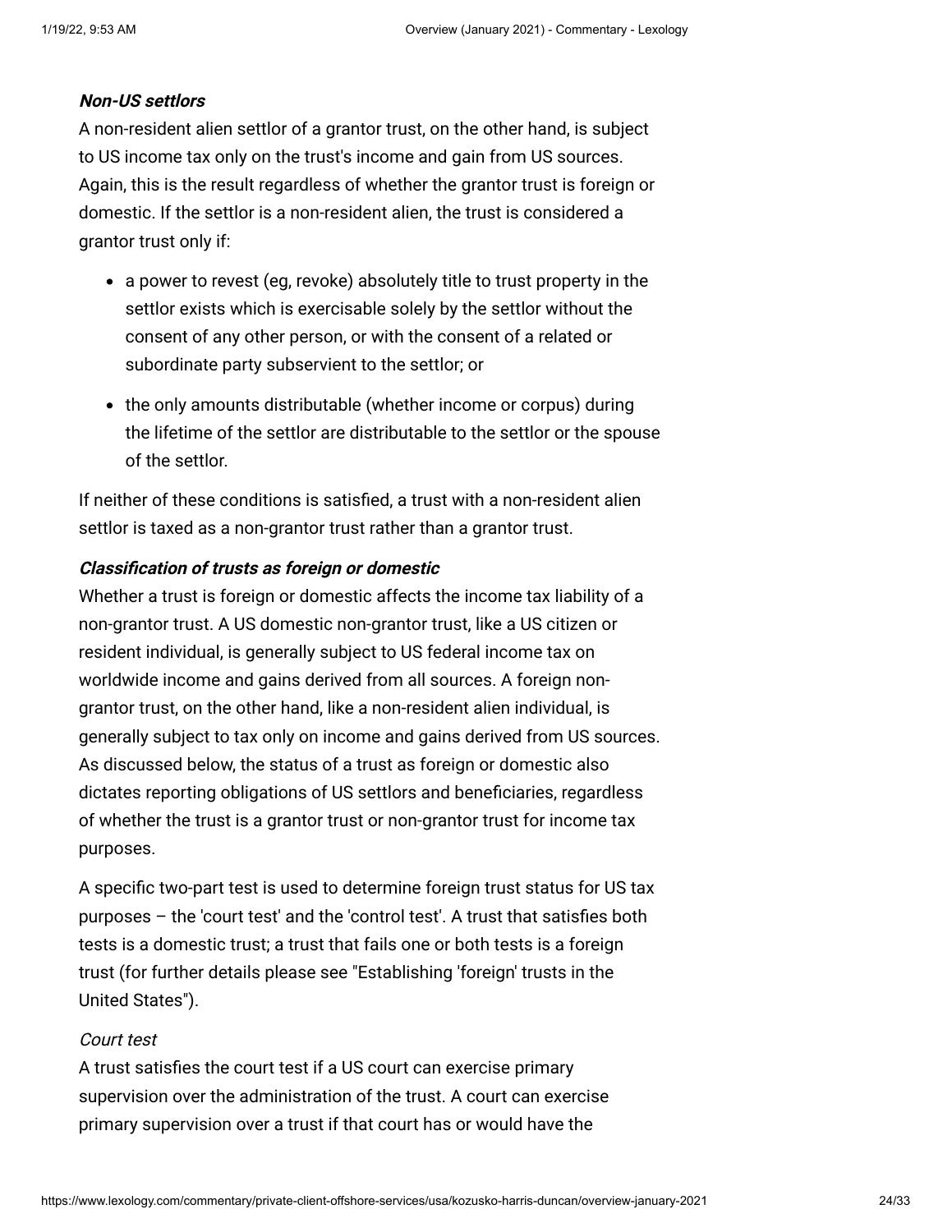#### ***Non-US settlors***

A non-resident alien settlor of a grantor trust, on the other hand, is subject to US income tax only on the trust's income and gain from US sources. Again, this is the result regardless of whether the grantor trust is foreign or domestic. If the settlor is a non-resident alien, the trust is considered a grantor trust only if:

- a power to revest (eg, revoke) absolutely title to trust property in the settlor exists which is exercisable solely by the settlor without the consent of any other person, or with the consent of a related or subordinate party subservient to the settlor; or
- the only amounts distributable (whether income or corpus) during the lifetime of the settlor are distributable to the settlor or the spouse of the settlor.

If neither of these conditions is satisfied, a trust with a non-resident alien settlor is taxed as a non-grantor trust rather than a grantor trust.

#### ***Classification of trusts as foreign or domestic***

Whether a trust is foreign or domestic affects the income tax liability of a non-grantor trust. A US domestic non-grantor trust, like a US citizen or resident individual, is generally subject to US federal income tax on worldwide income and gains derived from all sources. A foreign non-grantor trust, on the other hand, like a non-resident alien individual, is generally subject to tax only on income and gains derived from US sources. As discussed below, the status of a trust as foreign or domestic also dictates reporting obligations of US settlors and beneficiaries, regardless of whether the trust is a grantor trust or non-grantor trust for income tax purposes.

A specific two-part test is used to determine foreign trust status for US tax purposes – the 'court test' and the 'control test'. A trust that satisfies both tests is a domestic trust; a trust that fails one or both tests is a foreign trust (for further details please see "Establishing 'foreign' trusts in the United States").

*Court test*

A trust satisfies the court test if a US court can exercise primary supervision over the administration of the trust. A court can exercise primary supervision over a trust if that court has or would have the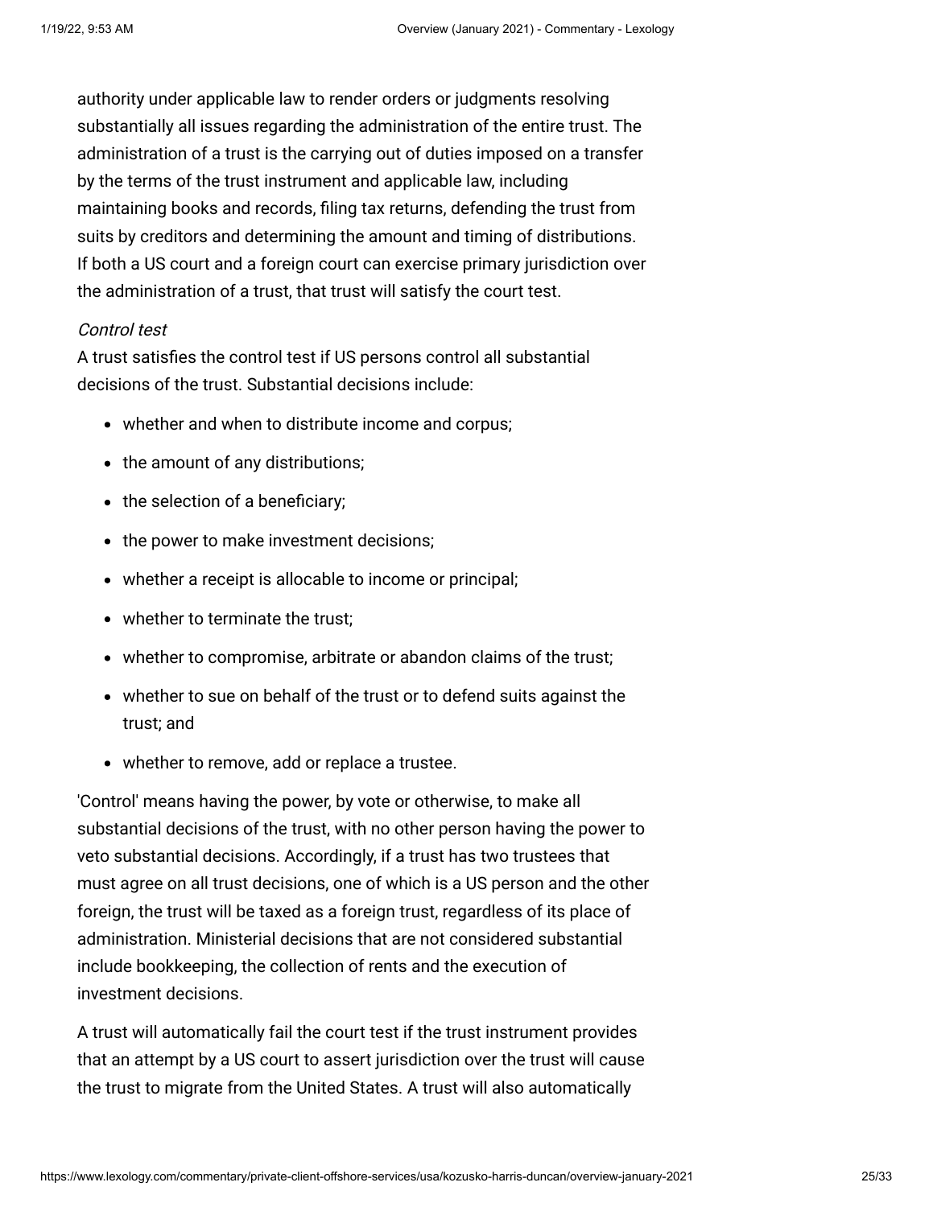authority under applicable law to render orders or judgments resolving substantially all issues regarding the administration of the entire trust. The administration of a trust is the carrying out of duties imposed on a transfer by the terms of the trust instrument and applicable law, including maintaining books and records, filing tax returns, defending the trust from suits by creditors and determining the amount and timing of distributions. If both a US court and a foreign court can exercise primary jurisdiction over the administration of a trust, that trust will satisfy the court test.

*Control test*

A trust satisfies the control test if US persons control all substantial decisions of the trust. Substantial decisions include:

- whether and when to distribute income and corpus;
- the amount of any distributions;
- the selection of a beneficiary;
- the power to make investment decisions;
- whether a receipt is allocable to income or principal;
- whether to terminate the trust;
- whether to compromise, arbitrate or abandon claims of the trust;
- whether to sue on behalf of the trust or to defend suits against the trust; and
- whether to remove, add or replace a trustee.

'Control' means having the power, by vote or otherwise, to make all substantial decisions of the trust, with no other person having the power to veto substantial decisions. Accordingly, if a trust has two trustees that must agree on all trust decisions, one of which is a US person and the other foreign, the trust will be taxed as a foreign trust, regardless of its place of administration. Ministerial decisions that are not considered substantial include bookkeeping, the collection of rents and the execution of investment decisions.

A trust will automatically fail the court test if the trust instrument provides that an attempt by a US court to assert jurisdiction over the trust will cause the trust to migrate from the United States. A trust will also automatically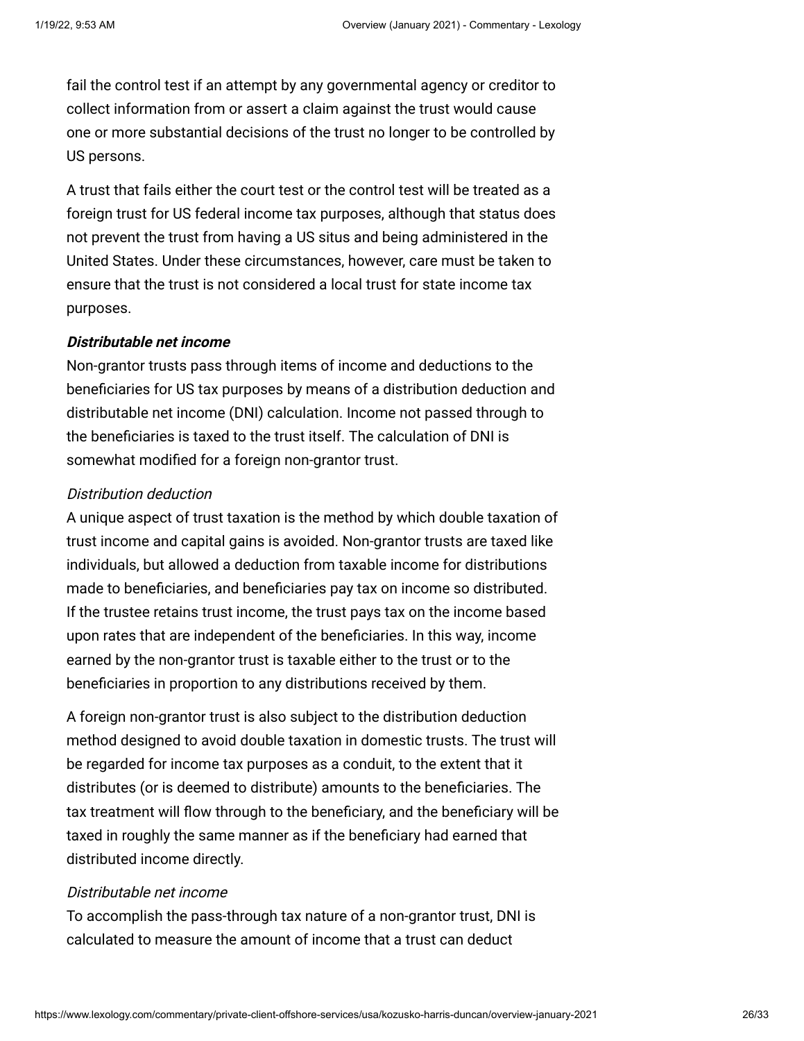fail the control test if an attempt by any governmental agency or creditor to collect information from or assert a claim against the trust would cause one or more substantial decisions of the trust no longer to be controlled by US persons.

A trust that fails either the court test or the control test will be treated as a foreign trust for US federal income tax purposes, although that status does not prevent the trust from having a US situs and being administered in the United States. Under these circumstances, however, care must be taken to ensure that the trust is not considered a local trust for state income tax purposes.

***Distributable net income***

Non-grantor trusts pass through items of income and deductions to the beneficiaries for US tax purposes by means of a distribution deduction and distributable net income (DNI) calculation. Income not passed through to the beneficiaries is taxed to the trust itself. The calculation of DNI is somewhat modified for a foreign non-grantor trust.

*Distribution deduction*

A unique aspect of trust taxation is the method by which double taxation of trust income and capital gains is avoided. Non-grantor trusts are taxed like individuals, but allowed a deduction from taxable income for distributions made to beneficiaries, and beneficiaries pay tax on income so distributed. If the trustee retains trust income, the trust pays tax on the income based upon rates that are independent of the beneficiaries. In this way, income earned by the non-grantor trust is taxable either to the trust or to the beneficiaries in proportion to any distributions received by them.

A foreign non-grantor trust is also subject to the distribution deduction method designed to avoid double taxation in domestic trusts. The trust will be regarded for income tax purposes as a conduit, to the extent that it distributes (or is deemed to distribute) amounts to the beneficiaries. The tax treatment will flow through to the beneficiary, and the beneficiary will be taxed in roughly the same manner as if the beneficiary had earned that distributed income directly.

*Distributable net income*

To accomplish the pass-through tax nature of a non-grantor trust, DNI is calculated to measure the amount of income that a trust can deduct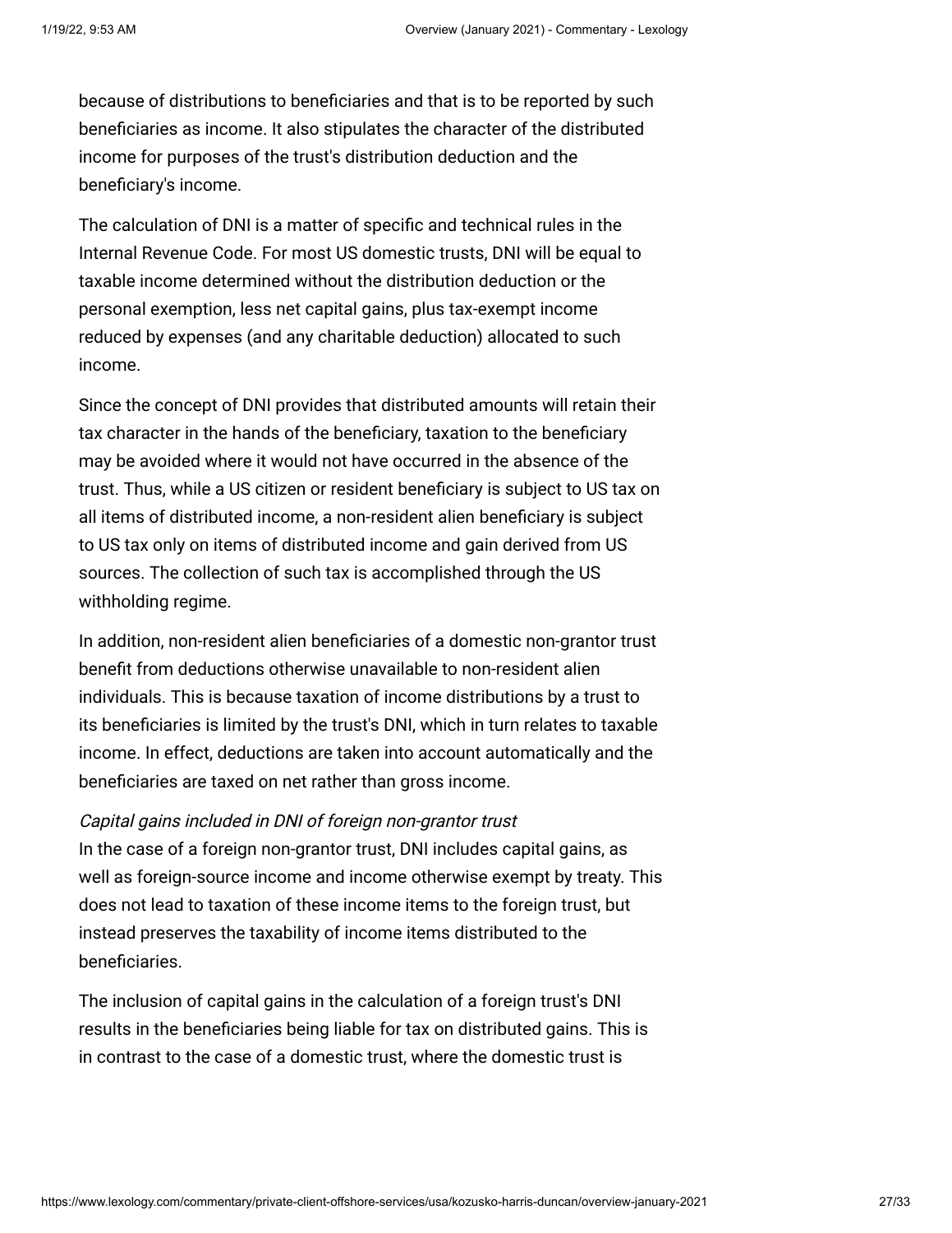because of distributions to beneficiaries and that is to be reported by such beneficiaries as income. It also stipulates the character of the distributed income for purposes of the trust's distribution deduction and the beneficiary's income.

The calculation of DNI is a matter of specific and technical rules in the Internal Revenue Code. For most US domestic trusts, DNI will be equal to taxable income determined without the distribution deduction or the personal exemption, less net capital gains, plus tax-exempt income reduced by expenses (and any charitable deduction) allocated to such income.

Since the concept of DNI provides that distributed amounts will retain their tax character in the hands of the beneficiary, taxation to the beneficiary may be avoided where it would not have occurred in the absence of the trust. Thus, while a US citizen or resident beneficiary is subject to US tax on all items of distributed income, a non-resident alien beneficiary is subject to US tax only on items of distributed income and gain derived from US sources. The collection of such tax is accomplished through the US withholding regime.

In addition, non-resident alien beneficiaries of a domestic non-grantor trust benefit from deductions otherwise unavailable to non-resident alien individuals. This is because taxation of income distributions by a trust to its beneficiaries is limited by the trust's DNI, which in turn relates to taxable income. In effect, deductions are taken into account automatically and the beneficiaries are taxed on net rather than gross income.

*Capital gains included in DNI of foreign non-grantor trust*
In the case of a foreign non-grantor trust, DNI includes capital gains, as well as foreign-source income and income otherwise exempt by treaty. This does not lead to taxation of these income items to the foreign trust, but instead preserves the taxability of income items distributed to the beneficiaries.

The inclusion of capital gains in the calculation of a foreign trust's DNI results in the beneficiaries being liable for tax on distributed gains. This is in contrast to the case of a domestic trust, where the domestic trust is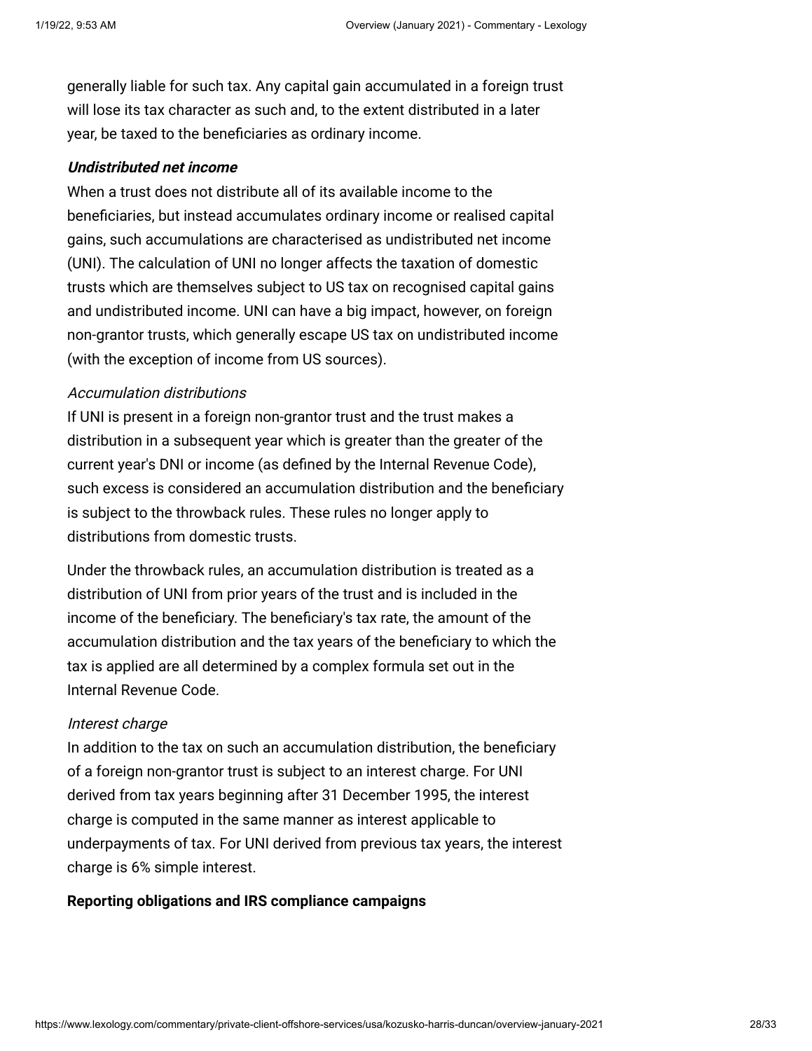generally liable for such tax. Any capital gain accumulated in a foreign trust will lose its tax character as such and, to the extent distributed in a later year, be taxed to the beneficiaries as ordinary income.

***Undistributed net income***

When a trust does not distribute all of its available income to the beneficiaries, but instead accumulates ordinary income or realised capital gains, such accumulations are characterised as undistributed net income (UNI). The calculation of UNI no longer affects the taxation of domestic trusts which are themselves subject to US tax on recognised capital gains and undistributed income. UNI can have a big impact, however, on foreign non-grantor trusts, which generally escape US tax on undistributed income (with the exception of income from US sources).

*Accumulation distributions*

If UNI is present in a foreign non-grantor trust and the trust makes a distribution in a subsequent year which is greater than the greater of the current year's DNI or income (as defined by the Internal Revenue Code), such excess is considered an accumulation distribution and the beneficiary is subject to the throwback rules. These rules no longer apply to distributions from domestic trusts.

Under the throwback rules, an accumulation distribution is treated as a distribution of UNI from prior years of the trust and is included in the income of the beneficiary. The beneficiary's tax rate, the amount of the accumulation distribution and the tax years of the beneficiary to which the tax is applied are all determined by a complex formula set out in the Internal Revenue Code.

*Interest charge*

In addition to the tax on such an accumulation distribution, the beneficiary of a foreign non-grantor trust is subject to an interest charge. For UNI derived from tax years beginning after 31 December 1995, the interest charge is computed in the same manner as interest applicable to underpayments of tax. For UNI derived from previous tax years, the interest charge is 6% simple interest.

**Reporting obligations and IRS compliance campaigns**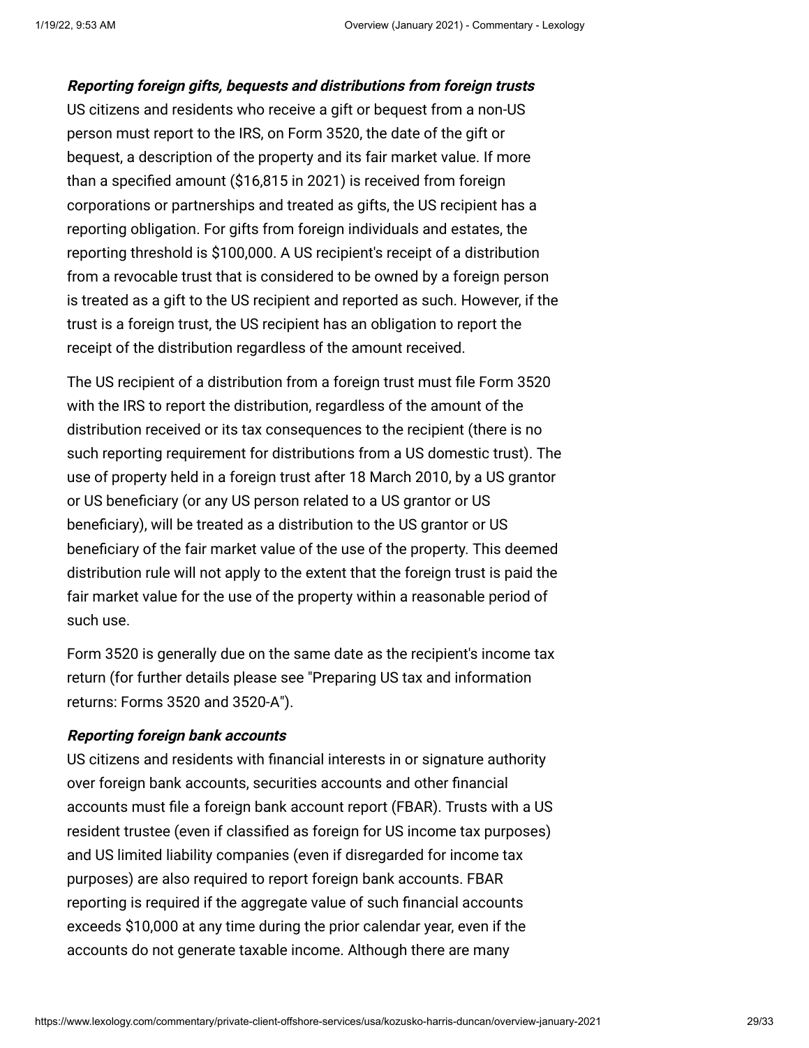***Reporting foreign gifts, bequests and distributions from foreign trusts***

US citizens and residents who receive a gift or bequest from a non-US person must report to the IRS, on Form 3520, the date of the gift or bequest, a description of the property and its fair market value. If more than a specified amount ($16,815 in 2021) is received from foreign corporations or partnerships and treated as gifts, the US recipient has a reporting obligation. For gifts from foreign individuals and estates, the reporting threshold is $100,000. A US recipient's receipt of a distribution from a revocable trust that is considered to be owned by a foreign person is treated as a gift to the US recipient and reported as such. However, if the trust is a foreign trust, the US recipient has an obligation to report the receipt of the distribution regardless of the amount received.

The US recipient of a distribution from a foreign trust must file Form 3520 with the IRS to report the distribution, regardless of the amount of the distribution received or its tax consequences to the recipient (there is no such reporting requirement for distributions from a US domestic trust). The use of property held in a foreign trust after 18 March 2010, by a US grantor or US beneficiary (or any US person related to a US grantor or US beneficiary), will be treated as a distribution to the US grantor or US beneficiary of the fair market value of the use of the property. This deemed distribution rule will not apply to the extent that the foreign trust is paid the fair market value for the use of the property within a reasonable period of such use.

Form 3520 is generally due on the same date as the recipient's income tax return (for further details please see "Preparing US tax and information returns: Forms 3520 and 3520-A").

***Reporting foreign bank accounts***

US citizens and residents with financial interests in or signature authority over foreign bank accounts, securities accounts and other financial accounts must file a foreign bank account report (FBAR). Trusts with a US resident trustee (even if classified as foreign for US income tax purposes) and US limited liability companies (even if disregarded for income tax purposes) are also required to report foreign bank accounts. FBAR reporting is required if the aggregate value of such financial accounts exceeds $10,000 at any time during the prior calendar year, even if the accounts do not generate taxable income. Although there are many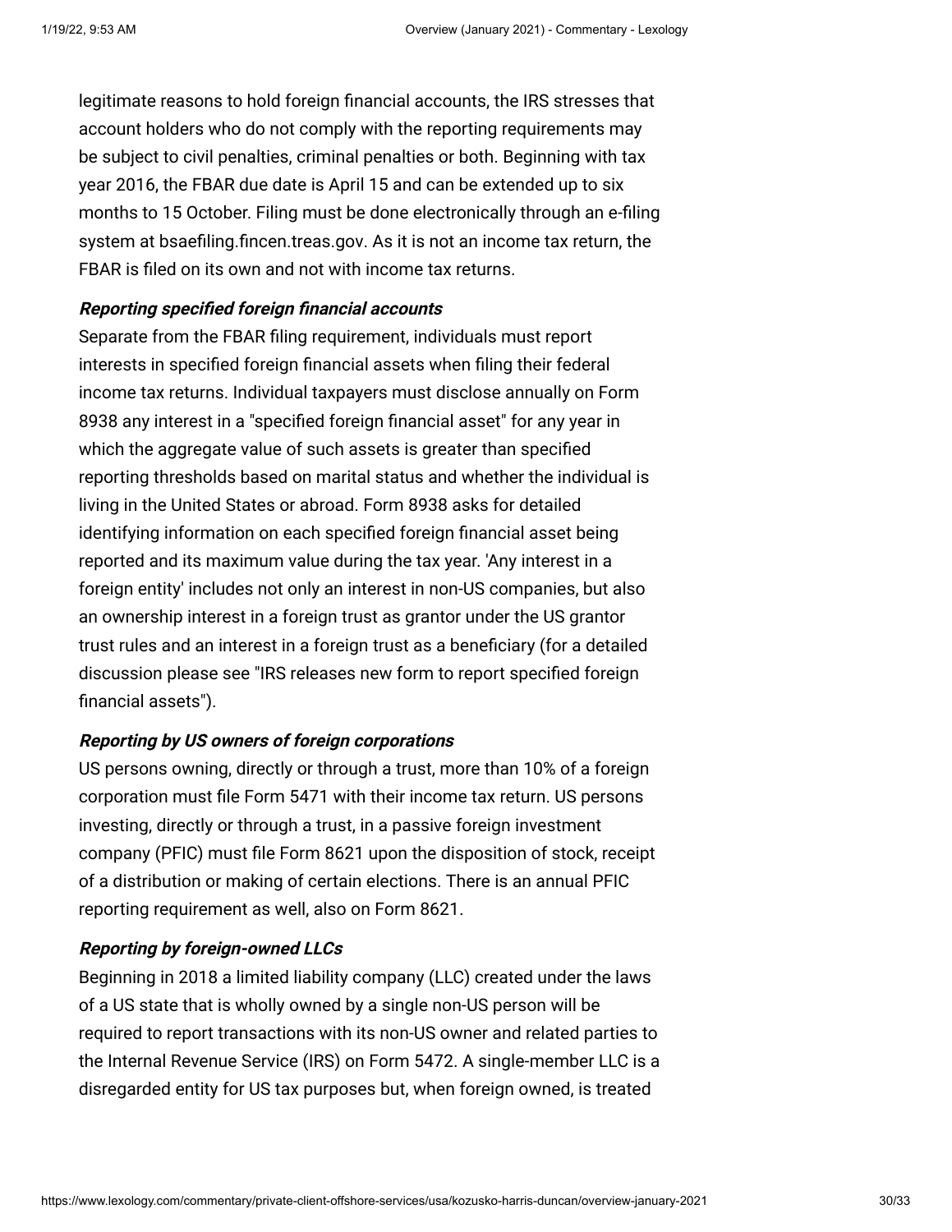legitimate reasons to hold foreign financial accounts, the IRS stresses that account holders who do not comply with the reporting requirements may be subject to civil penalties, criminal penalties or both. Beginning with tax year 2016, the FBAR due date is April 15 and can be extended up to six months to 15 October. Filing must be done electronically through an e-filing system at bsaefiling.fincen.treas.gov. As it is not an income tax return, the FBAR is filed on its own and not with income tax returns.

***Reporting specified foreign financial accounts***

Separate from the FBAR filing requirement, individuals must report interests in specified foreign financial assets when filing their federal income tax returns. Individual taxpayers must disclose annually on Form 8938 any interest in a "specified foreign financial asset" for any year in which the aggregate value of such assets is greater than specified reporting thresholds based on marital status and whether the individual is living in the United States or abroad. Form 8938 asks for detailed identifying information on each specified foreign financial asset being reported and its maximum value during the tax year. 'Any interest in a foreign entity' includes not only an interest in non-US companies, but also an ownership interest in a foreign trust as grantor under the US grantor trust rules and an interest in a foreign trust as a beneficiary (for a detailed discussion please see "IRS releases new form to report specified foreign financial assets").

***Reporting by US owners of foreign corporations***

US persons owning, directly or through a trust, more than 10% of a foreign corporation must file Form 5471 with their income tax return. US persons investing, directly or through a trust, in a passive foreign investment company (PFIC) must file Form 8621 upon the disposition of stock, receipt of a distribution or making of certain elections. There is an annual PFIC reporting requirement as well, also on Form 8621.

***Reporting by foreign-owned LLCs***

Beginning in 2018 a limited liability company (LLC) created under the laws of a US state that is wholly owned by a single non-US person will be required to report transactions with its non-US owner and related parties to the Internal Revenue Service (IRS) on Form 5472. A single-member LLC is a disregarded entity for US tax purposes but, when foreign owned, is treated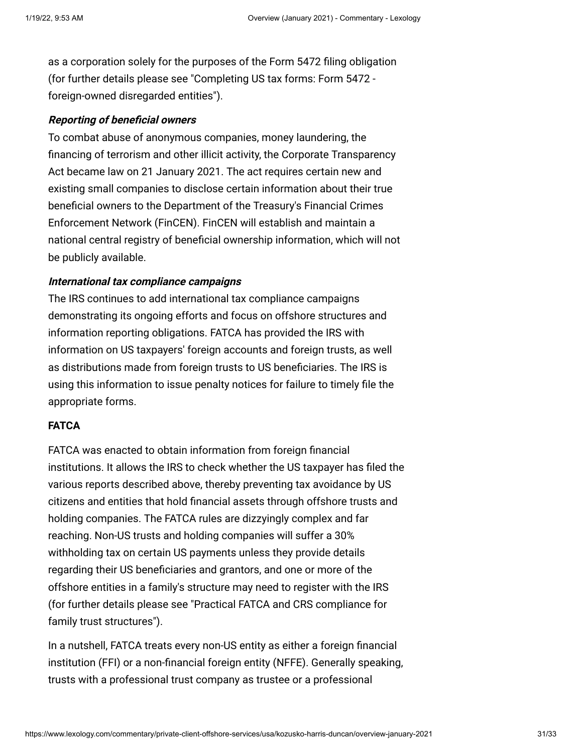as a corporation solely for the purposes of the Form 5472 filing obligation (for further details please see "Completing US tax forms: Form 5472 - foreign-owned disregarded entities").

***Reporting of beneficial owners***

To combat abuse of anonymous companies, money laundering, the financing of terrorism and other illicit activity, the Corporate Transparency Act became law on 21 January 2021. The act requires certain new and existing small companies to disclose certain information about their true beneficial owners to the Department of the Treasury's Financial Crimes Enforcement Network (FinCEN). FinCEN will establish and maintain a national central registry of beneficial ownership information, which will not be publicly available.

***International tax compliance campaigns***

The IRS continues to add international tax compliance campaigns demonstrating its ongoing efforts and focus on offshore structures and information reporting obligations. FATCA has provided the IRS with information on US taxpayers' foreign accounts and foreign trusts, as well as distributions made from foreign trusts to US beneficiaries. The IRS is using this information to issue penalty notices for failure to timely file the appropriate forms.

**FATCA**

FATCA was enacted to obtain information from foreign financial institutions. It allows the IRS to check whether the US taxpayer has filed the various reports described above, thereby preventing tax avoidance by US citizens and entities that hold financial assets through offshore trusts and holding companies. The FATCA rules are dizzyingly complex and far reaching. Non-US trusts and holding companies will suffer a 30% withholding tax on certain US payments unless they provide details regarding their US beneficiaries and grantors, and one or more of the offshore entities in a family's structure may need to register with the IRS (for further details please see "Practical FATCA and CRS compliance for family trust structures").

In a nutshell, FATCA treats every non-US entity as either a foreign financial institution (FFI) or a non-financial foreign entity (NFFE). Generally speaking, trusts with a professional trust company as trustee or a professional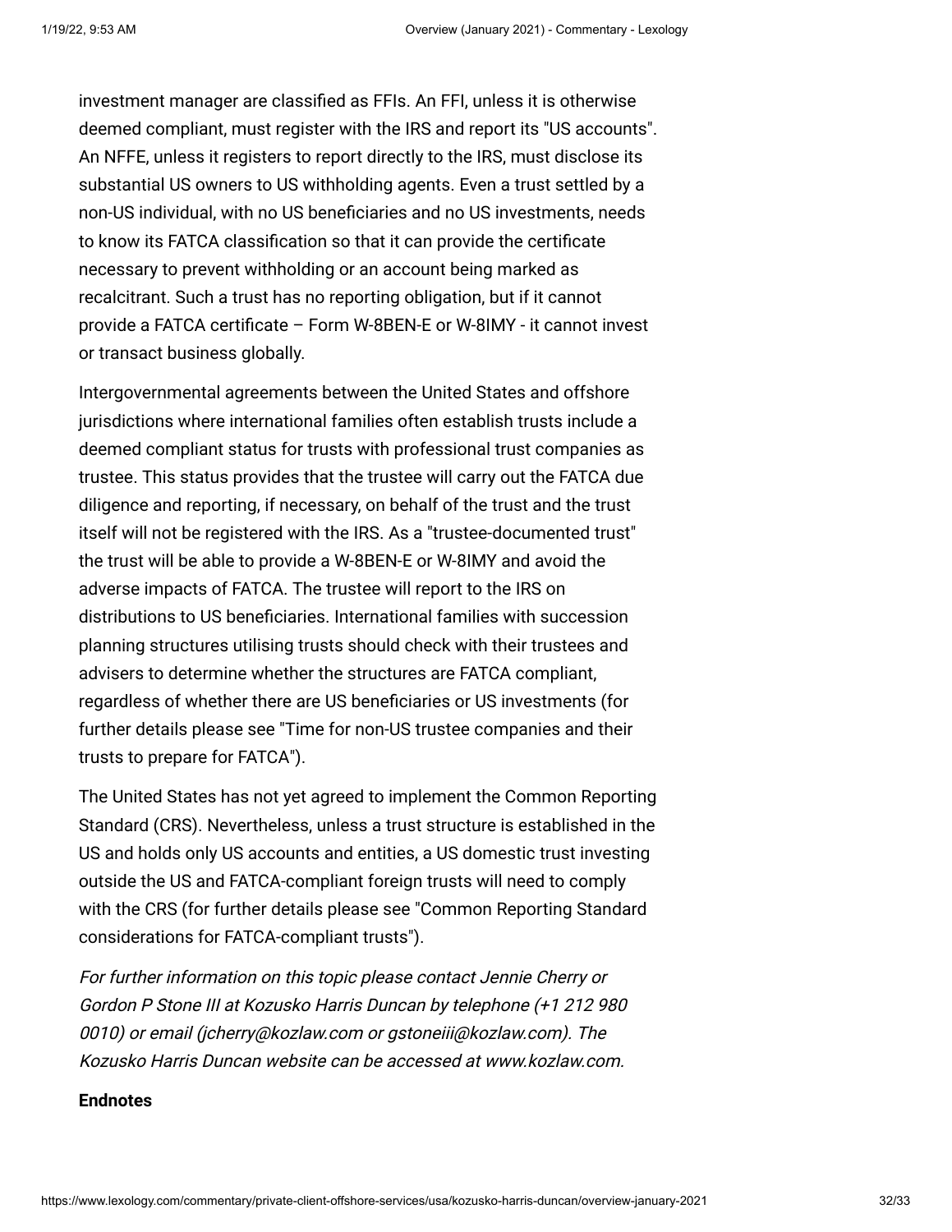investment manager are classified as FFIs. An FFI, unless it is otherwise deemed compliant, must register with the IRS and report its "US accounts". An NFFE, unless it registers to report directly to the IRS, must disclose its substantial US owners to US withholding agents. Even a trust settled by a non-US individual, with no US beneficiaries and no US investments, needs to know its FATCA classification so that it can provide the certificate necessary to prevent withholding or an account being marked as recalcitrant. Such a trust has no reporting obligation, but if it cannot provide a FATCA certificate – Form W-8BEN-E or W-8IMY - it cannot invest or transact business globally.

Intergovernmental agreements between the United States and offshore jurisdictions where international families often establish trusts include a deemed compliant status for trusts with professional trust companies as trustee. This status provides that the trustee will carry out the FATCA due diligence and reporting, if necessary, on behalf of the trust and the trust itself will not be registered with the IRS. As a "trustee-documented trust" the trust will be able to provide a W-8BEN-E or W-8IMY and avoid the adverse impacts of FATCA. The trustee will report to the IRS on distributions to US beneficiaries. International families with succession planning structures utilising trusts should check with their trustees and advisers to determine whether the structures are FATCA compliant, regardless of whether there are US beneficiaries or US investments (for further details please see "Time for non-US trustee companies and their trusts to prepare for FATCA").

The United States has not yet agreed to implement the Common Reporting Standard (CRS). Nevertheless, unless a trust structure is established in the US and holds only US accounts and entities, a US domestic trust investing outside the US and FATCA-compliant foreign trusts will need to comply with the CRS (for further details please see "Common Reporting Standard considerations for FATCA-compliant trusts").

*For further information on this topic please contact Jennie Cherry or Gordon P Stone III at Kozusko Harris Duncan by telephone (+1 212 980 0010) or email (jcherry@kozlaw.com or gstoneiii@kozlaw.com). The Kozusko Harris Duncan website can be accessed at www.kozlaw.com.*

**Endnotes**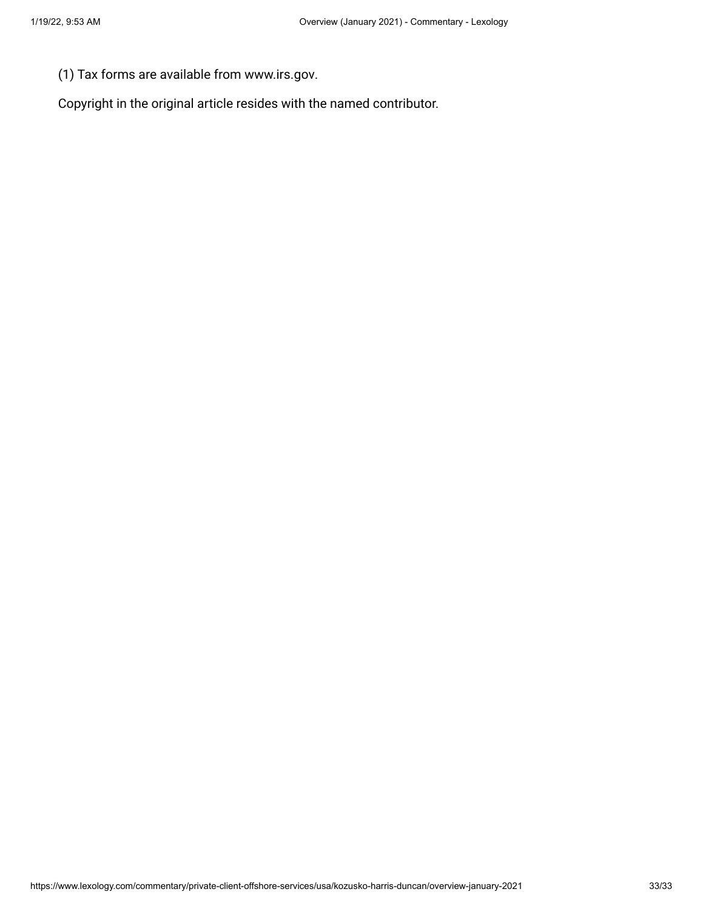(1) Tax forms are available from www.irs.gov.

Copyright in the original article resides with the named contributor.